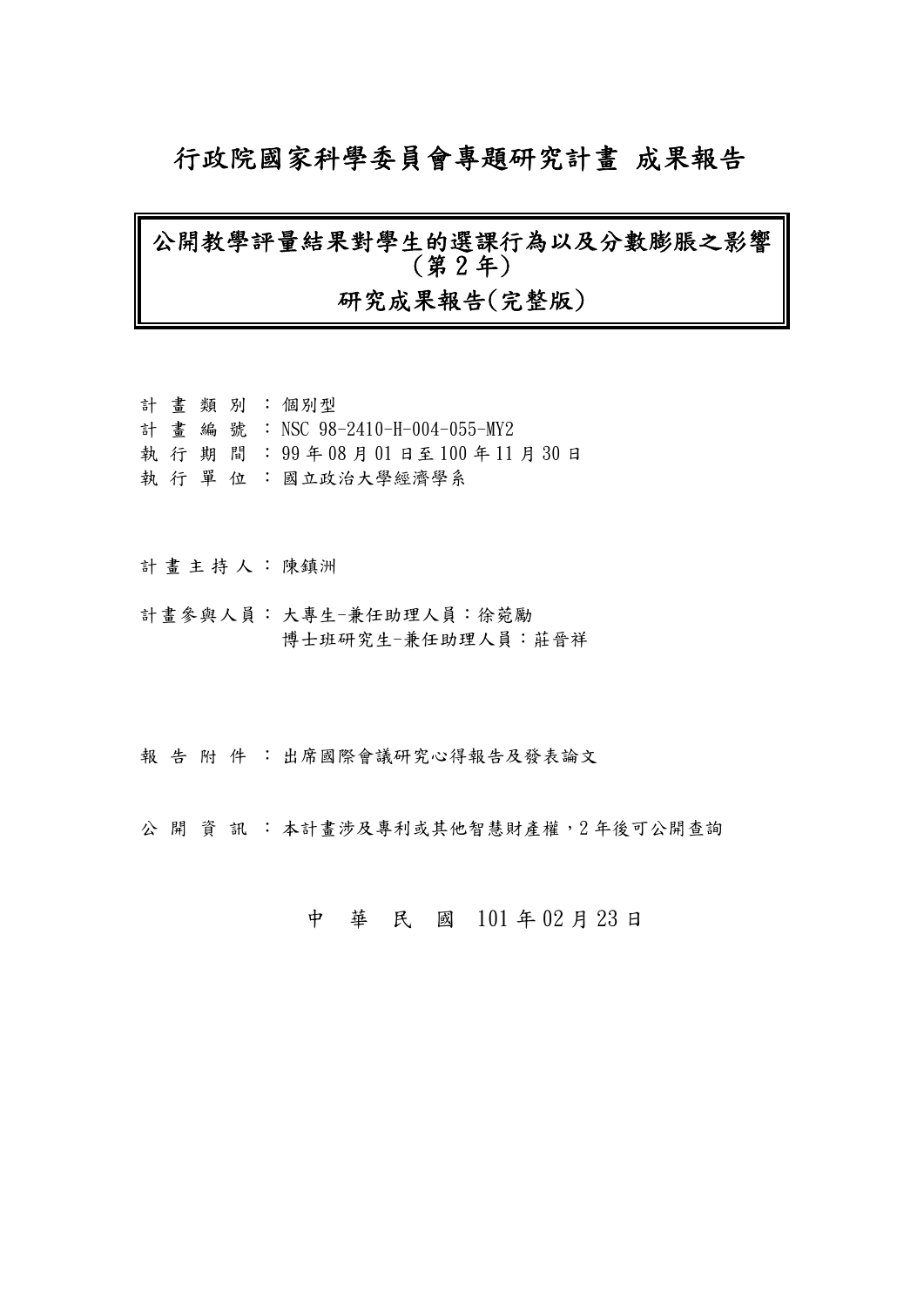# 行政院國家科學委員會專題研究計畫 成果報告

## 公開教學評量結果對學生的選課行為以及分數膨脹之影響（第 2 年）

## 研究成果報告(完整版)

計 畫 類 別 ：個別型
計 畫 編 號 ：NSC 98-2410-H-004-055-MY2
執 行 期 間 ：99 年 08 月 01 日至 100 年 11 月 30 日
執 行 單 位 ：國立政治大學經濟學系

計 畫 主 持 人 ：陳鎮洲

計畫參與人員：大專生-兼任助理人員：徐菀勵
博士班研究生-兼任助理人員：莊晉祥

報 告 附 件 ：出席國際會議研究心得報告及發表論文

公 開 資 訊 ：本計畫涉及專利或其他智慧財產權，2 年後可公開查詢

中 華 民 國 101 年 02 月 23 日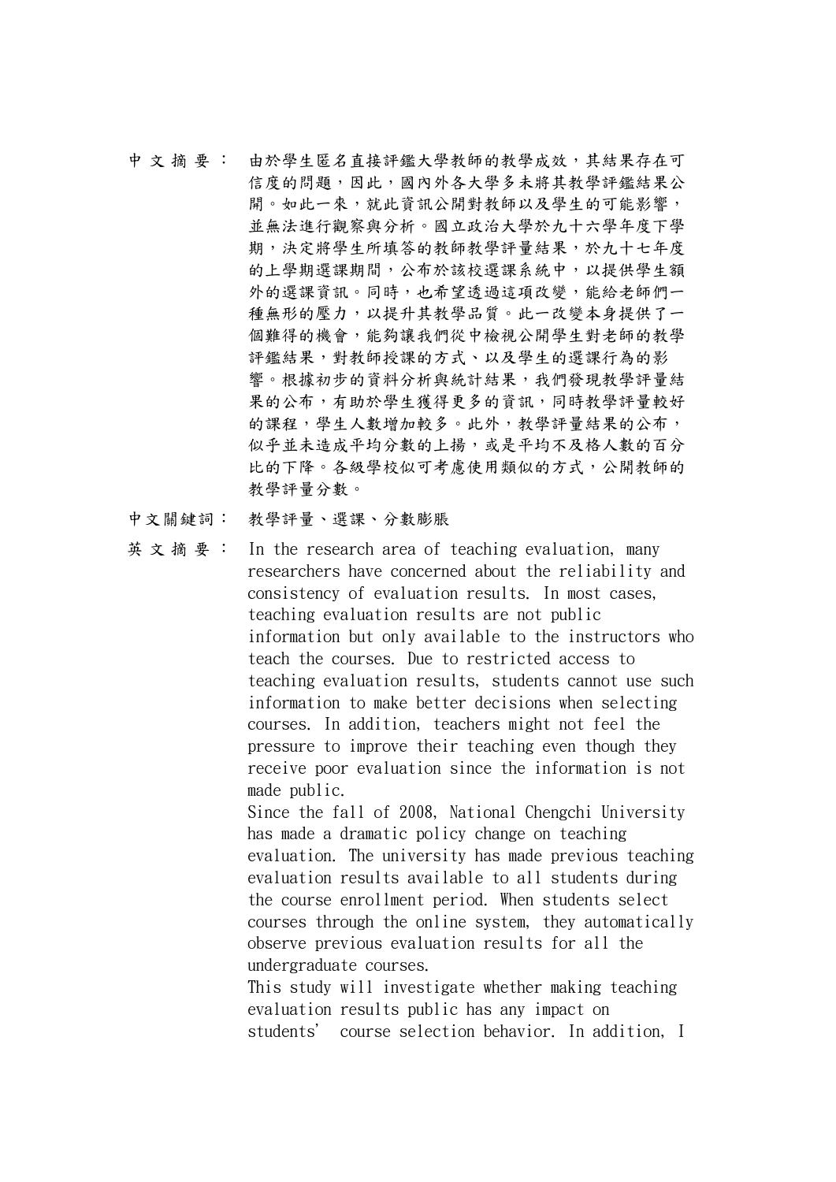中文摘要： 由於學生匿名直接評鑑大學教師的教學成效，其結果存在可信度的問題，因此，國內外各大學多未將其教學評鑑結果公開。如此一來，就此資訊公開對教師以及學生的可能影響，並無法進行觀察與分析。國立政治大學於九十六學年度下學期，決定將學生所填答的教師教學評量結果，於九十七年度的上學期選課期間，公布於該校選課系統中，以提供學生額外的選課資訊。同時，也希望透過這項改變，能給老師們一種無形的壓力，以提升其教學品質。此一改變本身提供了一個難得的機會，能夠讓我們從中檢視公開學生對老師的教學評鑑結果，對教師授課的方式、以及學生的選課行為的影響。根據初步的資料分析與統計結果，我們發現教學評量結果的公布，有助於學生獲得更多的資訊，同時教學評量較好的課程，學生人數增加較多。此外，教學評量結果的公布，似乎並未造成平均分數的上揚，或是平均不及格人數的百分比的下降。各級學校似可考慮使用類似的方式，公開教師的教學評量分數。

中文關鍵詞： 教學評量、選課、分數膨脹

英文摘要： In the research area of teaching evaluation, many researchers have concerned about the reliability and consistency of evaluation results. In most cases, teaching evaluation results are not public information but only available to the instructors who teach the courses. Due to restricted access to teaching evaluation results, students cannot use such information to make better decisions when selecting courses. In addition, teachers might not feel the pressure to improve their teaching even though they receive poor evaluation since the information is not made public.

Since the fall of 2008, National Chengchi University has made a dramatic policy change on teaching evaluation. The university has made previous teaching evaluation results available to all students during the course enrollment period. When students select courses through the online system, they automatically observe previous evaluation results for all the undergraduate courses.

This study will investigate whether making teaching evaluation results public has any impact on students' course selection behavior. In addition, I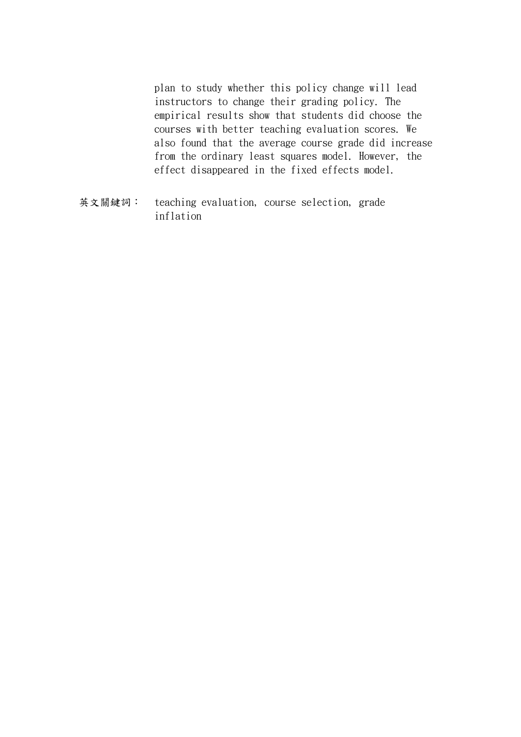plan to study whether this policy change will lead instructors to change their grading policy. The empirical results show that students did choose the courses with better teaching evaluation scores. We also found that the average course grade did increase from the ordinary least squares model. However, the effect disappeared in the fixed effects model.

英文關鍵詞： teaching evaluation, course selection, grade inflation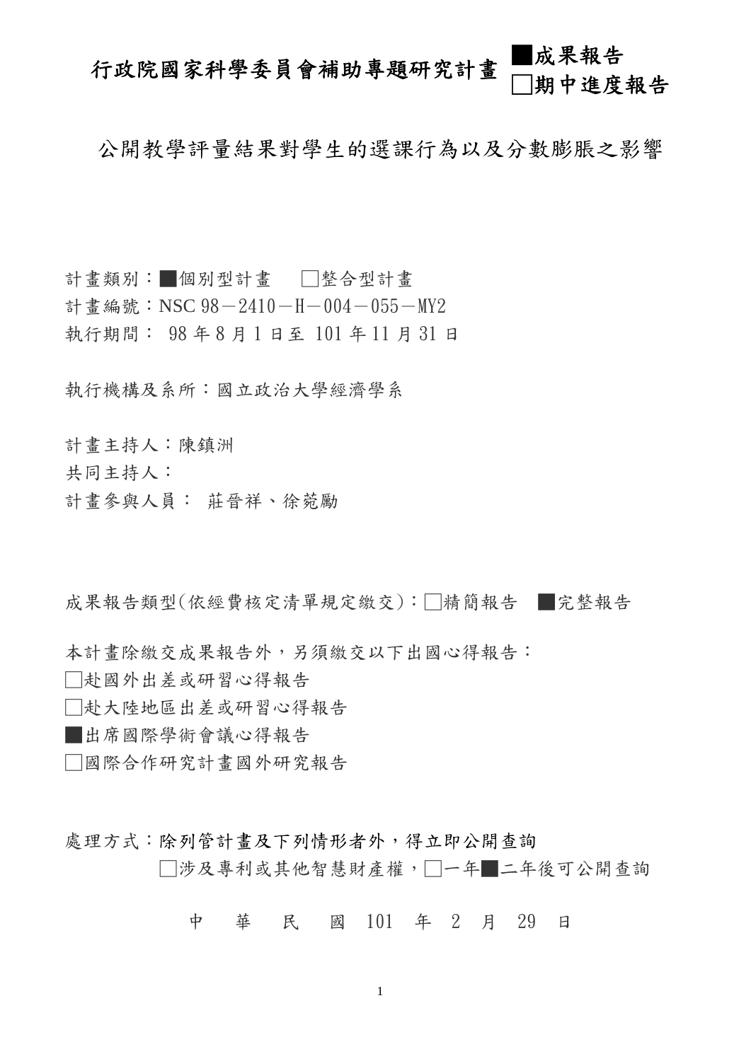# 行政院國家科學委員會補助專題研究計畫 ■成果報告 □期中進度報告

## 公開教學評量結果對學生的選課行為以及分數膨脹之影響

計畫類別：■個別型計畫　□整合型計畫

計畫編號：NSC 98－2410－H－004－055－MY2

執行期間： 98 年 8 月 1 日至 101 年 11 月 31 日

執行機構及系所：國立政治大學經濟學系

計畫主持人：陳鎮洲

共同主持人：

計畫參與人員： 莊晉祥、徐菀勵

成果報告類型(依經費核定清單規定繳交)：□精簡報告　■完整報告

本計畫除繳交成果報告外，另須繳交以下出國心得報告：

□赴國外出差或研習心得報告

□赴大陸地區出差或研習心得報告

■出席國際學術會議心得報告

□國際合作研究計畫國外研究報告

處理方式：除列管計畫及下列情形者外，得立即公開查詢

□涉及專利或其他智慧財產權，□一年■二年後可公開查詢

中　華　民　國 101　年　2　月　29　日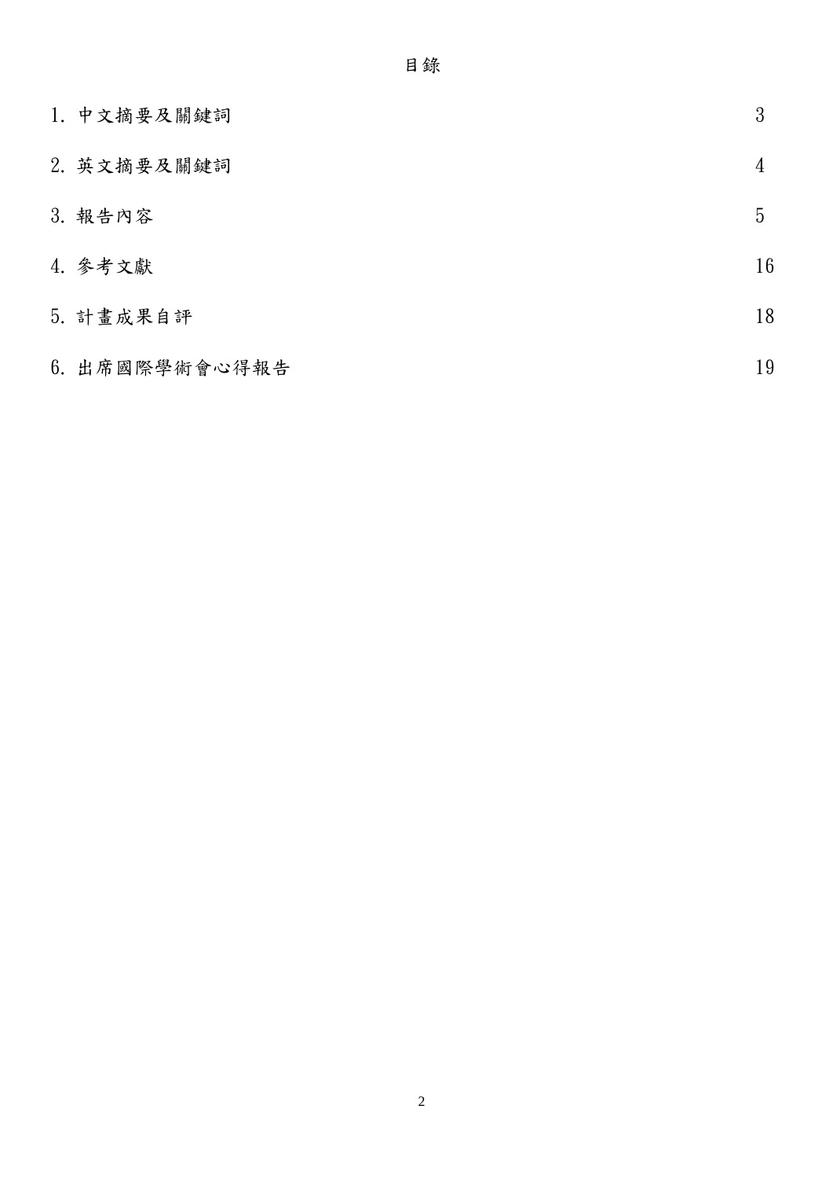# 目錄

| | |
|---|---|
| 1. 中文摘要及關鍵詞 | 3 |
| 2. 英文摘要及關鍵詞 | 4 |
| 3. 報告內容 | 5 |
| 4. 參考文獻 | 16 |
| 5. 計畫成果自評 | 18 |
| 6. 出席國際學術會心得報告 | 19 |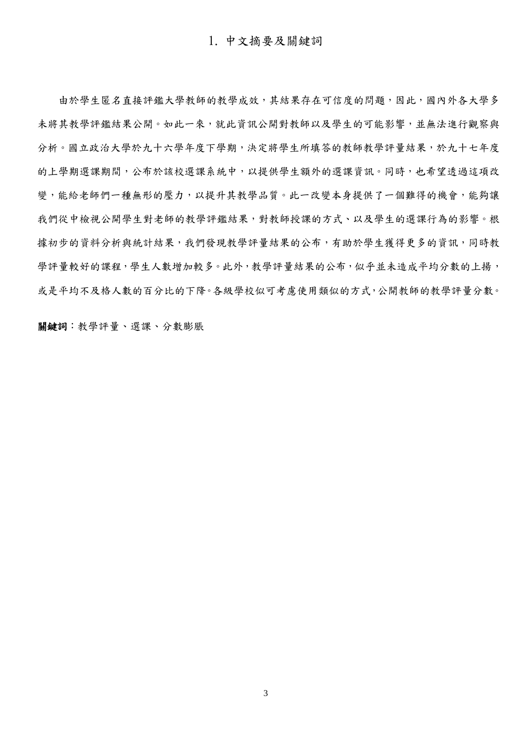# 1. 中文摘要及關鍵詞

由於學生匿名直接評鑑大學教師的教學成效，其結果存在可信度的問題，因此，國內外各大學多未將其教學評鑑結果公開。如此一來，就此資訊公開對教師以及學生的可能影響，並無法進行觀察與分析。國立政治大學於九十六學年度下學期，決定將學生所填答的教師教學評量結果，於九十七年度的上學期選課期間，公布於該校選課系統中，以提供學生額外的選課資訊。同時，也希望透過這項改變，能給老師們一種無形的壓力，以提升其教學品質。此一改變本身提供了一個難得的機會，能夠讓我們從中檢視公開學生對老師的教學評鑑結果，對教師授課的方式、以及學生的選課行為的影響。根據初步的資料分析與統計結果，我們發現教學評量結果的公布，有助於學生獲得更多的資訊，同時教學評量較好的課程，學生人數增加較多。此外，教學評量結果的公布，似乎並未造成平均分數的上揚，或是平均不及格人數的百分比的下降。各級學校似可考慮使用類似的方式，公開教師的教學評量分數。

**關鍵詞**：教學評量、選課、分數膨脹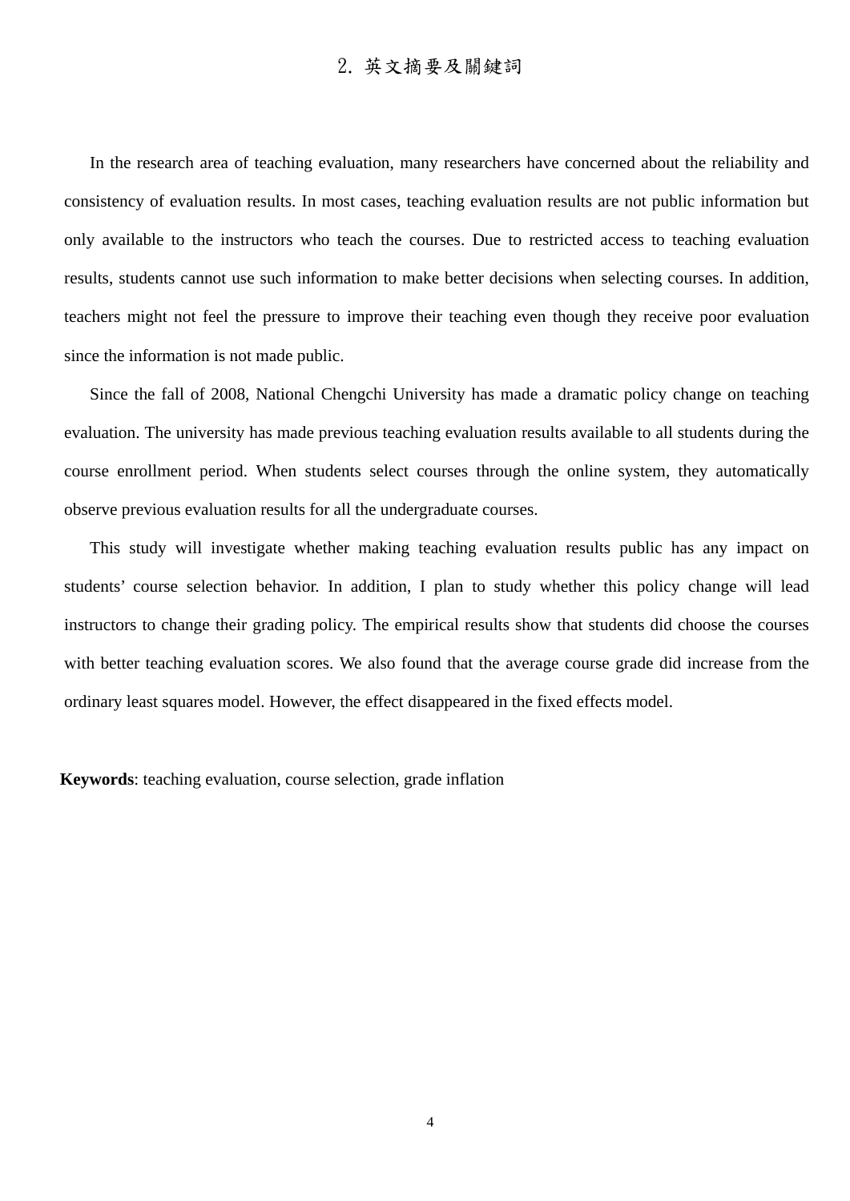## 2. 英文摘要及關鍵詞

In the research area of teaching evaluation, many researchers have concerned about the reliability and consistency of evaluation results. In most cases, teaching evaluation results are not public information but only available to the instructors who teach the courses. Due to restricted access to teaching evaluation results, students cannot use such information to make better decisions when selecting courses. In addition, teachers might not feel the pressure to improve their teaching even though they receive poor evaluation since the information is not made public.

Since the fall of 2008, National Chengchi University has made a dramatic policy change on teaching evaluation. The university has made previous teaching evaluation results available to all students during the course enrollment period. When students select courses through the online system, they automatically observe previous evaluation results for all the undergraduate courses.

This study will investigate whether making teaching evaluation results public has any impact on students' course selection behavior. In addition, I plan to study whether this policy change will lead instructors to change their grading policy. The empirical results show that students did choose the courses with better teaching evaluation scores. We also found that the average course grade did increase from the ordinary least squares model. However, the effect disappeared in the fixed effects model.

**Keywords**: teaching evaluation, course selection, grade inflation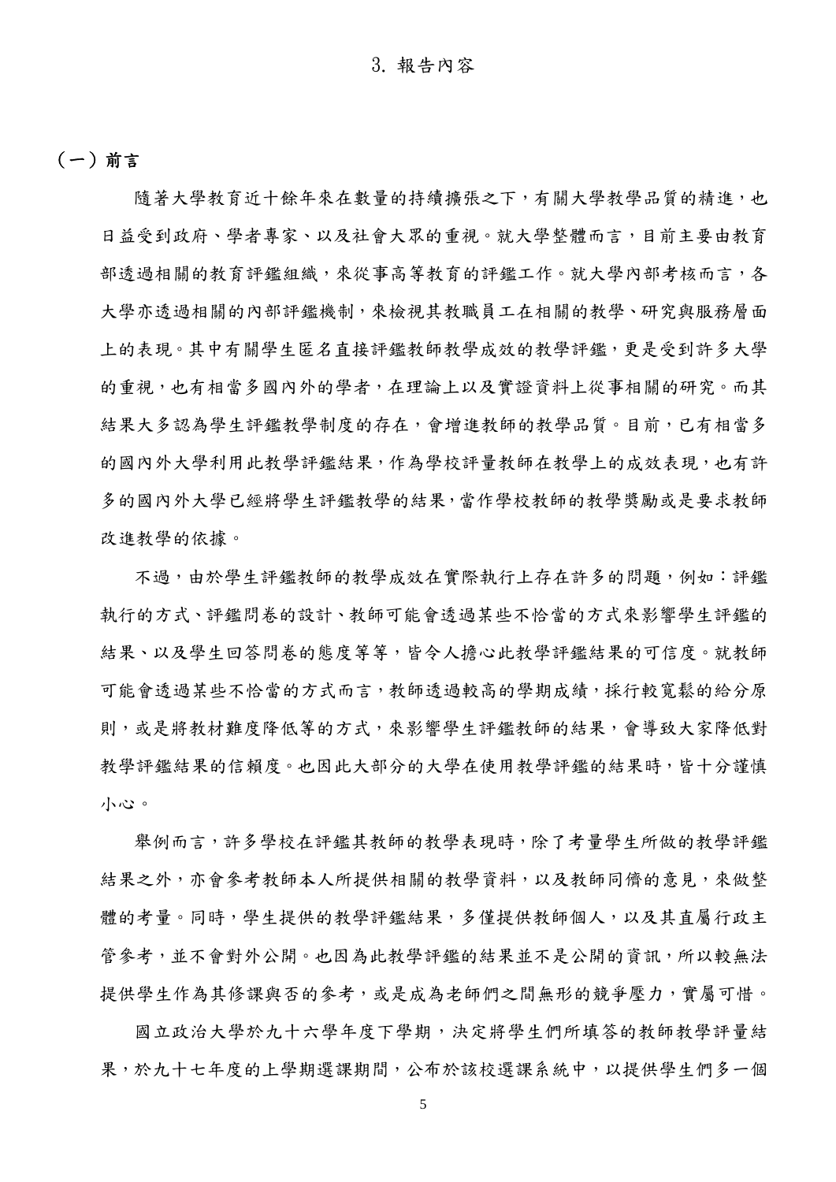# 3. 報告內容

## (一) 前言

隨著大學教育近十餘年來在數量的持續擴張之下，有關大學教學品質的精進，也日益受到政府、學者專家、以及社會大眾的重視。就大學整體而言，目前主要由教育部透過相關的教育評鑑組織，來從事高等教育的評鑑工作。就大學內部考核而言，各大學亦透過相關的內部評鑑機制，來檢視其教職員工在相關的教學、研究與服務層面上的表現。其中有關學生匿名直接評鑑教師教學成效的教學評鑑，更是受到許多大學的重視，也有相當多國內外的學者，在理論上以及實證資料上從事相關的研究。而其結果大多認為學生評鑑教學制度的存在，會增進教師的教學品質。目前，已有相當多的國內外大學利用此教學評鑑結果，作為學校評量教師在教學上的成效表現，也有許多的國內外大學已經將學生評鑑教學的結果，當作學校教師的教學獎勵或是要求教師改進教學的依據。

不過，由於學生評鑑教師的教學成效在實際執行上存在許多的問題，例如：評鑑執行的方式、評鑑問卷的設計、教師可能會透過某些不恰當的方式來影響學生評鑑的結果、以及學生回答問卷的態度等等，皆令人擔心此教學評鑑結果的可信度。就教師可能會透過某些不恰當的方式而言，教師透過較高的學期成績，採行較寬鬆的給分原則，或是將教材難度降低等的方式，來影響學生評鑑教師的結果，會導致大家降低對教學評鑑結果的信賴度。也因此大部分的大學在使用教學評鑑的結果時，皆十分謹慎小心。

舉例而言，許多學校在評鑑其教師的教學表現時，除了考量學生所做的教學評鑑結果之外，亦會參考教師本人所提供相關的教學資料，以及教師同儕的意見，來做整體的考量。同時，學生提供的教學評鑑結果，多僅提供教師個人，以及其直屬行政主管參考，並不會對外公開。也因為此教學評鑑的結果並不是公開的資訊，所以較無法提供學生作為其修課與否的參考，或是成為老師們之間無形的競爭壓力，實屬可惜。

國立政治大學於九十六學年度下學期，決定將學生們所填答的教師教學評量結果，於九十七年度的上學期選課期間，公布於該校選課系統中，以提供學生們多一個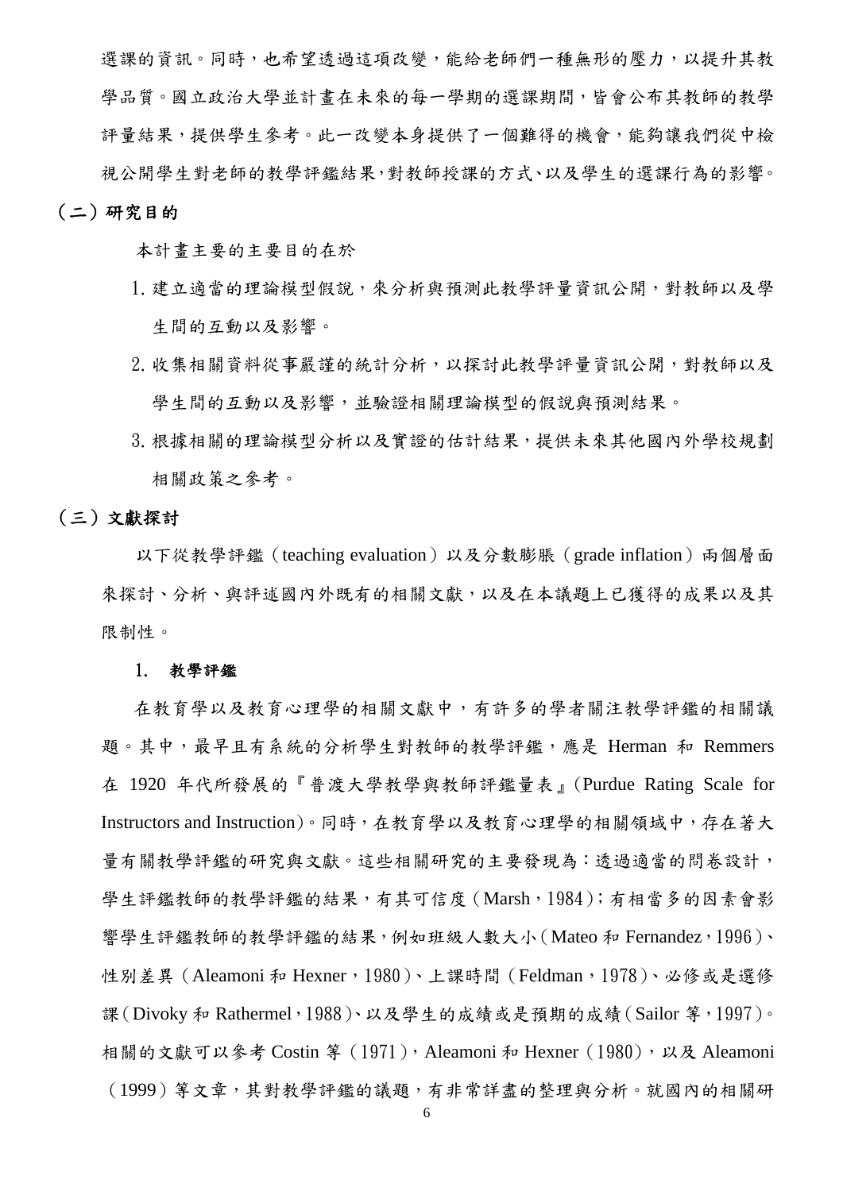選課的資訊。同時，也希望透過這項改變，能給老師們一種無形的壓力，以提升其教學品質。國立政治大學並計畫在未來的每一學期的選課期間，皆會公布其教師的教學評量結果，提供學生參考。此一改變本身提供了一個難得的機會，能夠讓我們從中檢視公開學生對老師的教學評鑑結果,對教師授課的方式、以及學生的選課行為的影響。

## （二）研究目的

本計畫主要的主要目的在於

1. 建立適當的理論模型假說，來分析與預測此教學評量資訊公開，對教師以及學生間的互動以及影響。
2. 收集相關資料從事嚴謹的統計分析，以探討此教學評量資訊公開，對教師以及學生間的互動以及影響，並驗證相關理論模型的假說與預測結果。
3. 根據相關的理論模型分析以及實證的估計結果，提供未來其他國內外學校規劃相關政策之參考。

## （三）文獻探討

以下從教學評鑑（teaching evaluation）以及分數膨脹（grade inflation）兩個層面來探討、分析、與評述國內外既有的相關文獻，以及在本議題上已獲得的成果以及其限制性。

### 1. 教學評鑑

在教育學以及教育心理學的相關文獻中，有許多的學者關注教學評鑑的相關議題。其中，最早且有系統的分析學生對教師的教學評鑑，應是 Herman 和 Remmers 在 1920 年代所發展的『普渡大學教學與教師評鑑量表』(Purdue Rating Scale for Instructors and Instruction)。同時，在教育學以及教育心理學的相關領域中，存在著大量有關教學評鑑的研究與文獻。這些相關研究的主要發現為：透過適當的問卷設計，學生評鑑教師的教學評鑑的結果，有其可信度（Marsh，1984）；有相當多的因素會影響學生評鑑教師的教學評鑑的結果，例如班級人數大小（Mateo 和 Fernandez，1996）、性別差異（Aleamoni 和 Hexner，1980）、上課時間（Feldman，1978）、必修或是選修課（Divoky 和 Rathermel，1988）、以及學生的成績或是預期的成績（Sailor 等，1997）。相關的文獻可以參考 Costin 等（1971），Aleamoni 和 Hexner（1980），以及 Aleamoni（1999）等文章，其對教學評鑑的議題，有非常詳盡的整理與分析。就國內的相關研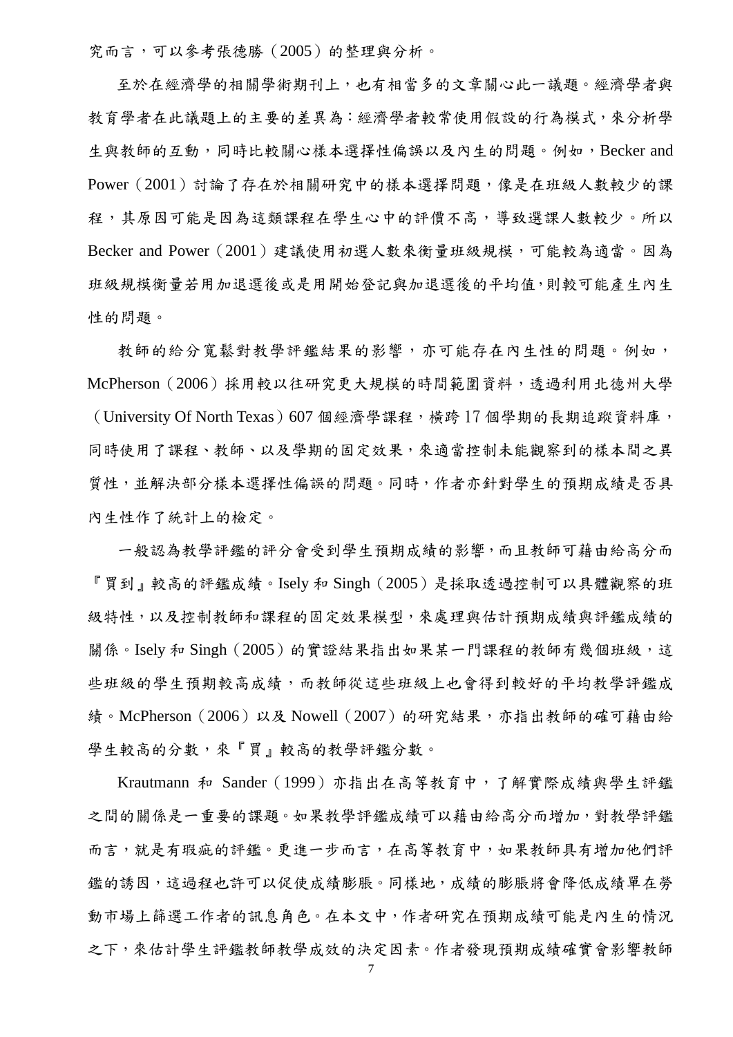究而言，可以參考張德勝（2005）的整理與分析。

至於在經濟學的相關學術期刊上，也有相當多的文章關心此一議題。經濟學者與教育學者在此議題上的主要的差異為：經濟學者較常使用假設的行為模式，來分析學生與教師的互動，同時比較關心樣本選擇性偏誤以及內生的問題。例如，Becker and Power（2001）討論了存在於相關研究中的樣本選擇問題，像是在班級人數較少的課程，其原因可能是因為這類課程在學生心中的評價不高，導致選課人數較少。所以 Becker and Power（2001）建議使用初選人數來衡量班級規模，可能較為適當。因為班級規模衡量若用加退選後或是用開始登記與加退選後的平均值，則較可能產生內生性的問題。

教師的給分寬鬆對教學評鑑結果的影響，亦可能存在內生性的問題。例如，McPherson（2006）採用較以往研究更大規模的時間範圍資料，透過利用北德州大學（University Of North Texas）607 個經濟學課程，橫跨 17 個學期的長期追蹤資料庫，同時使用了課程、教師、以及學期的固定效果，來適當控制未能觀察到的樣本間之異質性，並解決部分樣本選擇性偏誤的問題。同時，作者亦針對學生的預期成績是否具內生性作了統計上的檢定。

一般認為教學評鑑的評分會受到學生預期成績的影響，而且教師可藉由給高分而『買到』較高的評鑑成績。Isely 和 Singh（2005）是採取透過控制可以具體觀察的班級特性，以及控制教師和課程的固定效果模型，來處理與估計預期成績與評鑑成績的關係。Isely 和 Singh（2005）的實證結果指出如果某一門課程的教師有幾個班級，這些班級的學生預期較高成績，而教師從這些班級上也會得到較好的平均教學評鑑成績。McPherson（2006）以及 Nowell（2007）的研究結果，亦指出教師的確可藉由給學生較高的分數，來『買』較高的教學評鑑分數。

Krautmann 和 Sander（1999）亦指出在高等教育中，了解實際成績與學生評鑑之間的關係是一重要的課題。如果教學評鑑成績可以藉由給高分而增加，對教學評鑑而言，就是有瑕疵的評鑑。更進一步而言，在高等教育中，如果教師具有增加他們評鑑的誘因，這過程也許可以促使成績膨脹。同樣地，成績的膨脹將會降低成績單在勞動市場上篩選工作者的訊息角色。在本文中，作者研究在預期成績可能是內生的情況之下，來估計學生評鑑教師教學成效的決定因素。作者發現預期成績確實會影響教師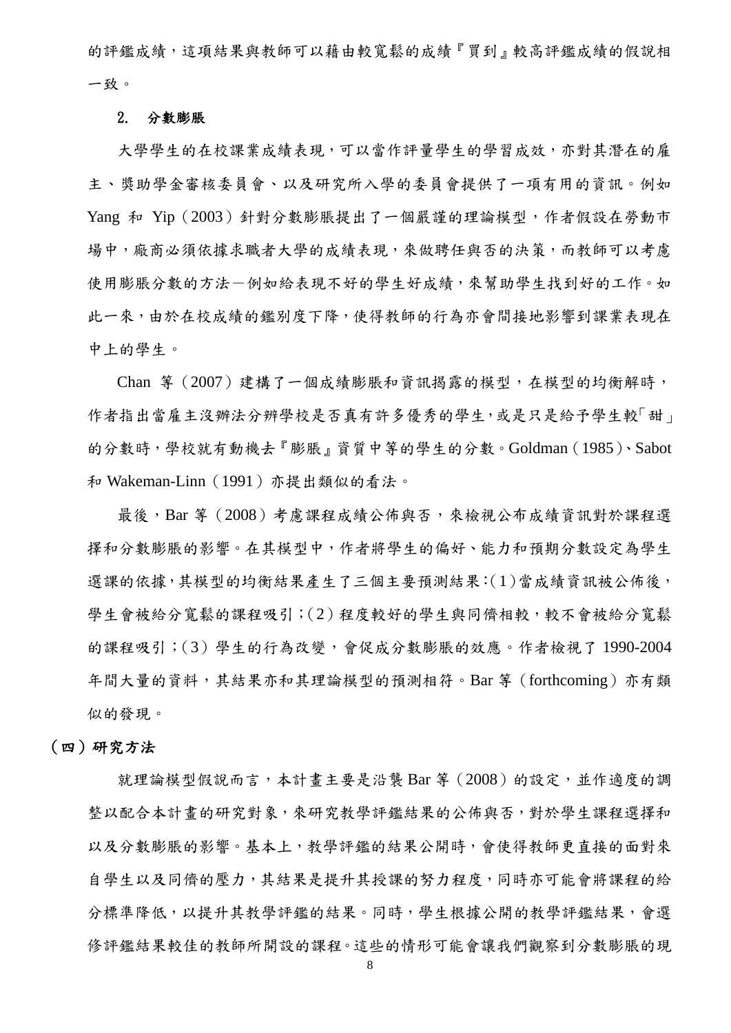的評鑑成績，這項結果與教師可以藉由較寬鬆的成績『買到』較高評鑑成績的假說相一致。

### 2. 分數膨脹

大學學生的在校課業成績表現，可以當作評量學生的學習成效，亦對其潛在的雇主、獎助學金審核委員會、以及研究所入學的委員會提供了一項有用的資訊。例如 Yang 和 Yip（2003）針對分數膨脹提出了一個嚴謹的理論模型，作者假設在勞動市場中，廠商必須依據求職者大學的成績表現，來做聘任與否的決策，而教師可以考慮使用膨脹分數的方法—例如給表現不好的學生好成績，來幫助學生找到好的工作。如此一來，由於在校成績的鑑別度下降，使得教師的行為亦會間接地影響到課業表現在中上的學生。

Chan 等（2007）建構了一個成績膨脹和資訊揭露的模型，在模型的均衡解時，作者指出當雇主沒辦法分辨學校是否真有許多優秀的學生，或是只是給予學生較「甜」的分數時，學校就有動機去『膨脹』資質中等的學生的分數。Goldman（1985）、Sabot 和 Wakeman-Linn（1991）亦提出類似的看法。

最後，Bar 等（2008）考慮課程成績公佈與否，來檢視公布成績資訊對於課程選擇和分數膨脹的影響。在其模型中，作者將學生的偏好、能力和預期分數設定為學生選課的依據，其模型的均衡結果產生了三個主要預測結果：(1)當成績資訊被公佈後，學生會被給分寬鬆的課程吸引；(2)程度較好的學生與同儕相較，較不會被給分寬鬆的課程吸引；(3)學生的行為改變，會促成分數膨脹的效應。作者檢視了 1990-2004 年間大量的資料，其結果亦和其理論模型的預測相符。Bar 等（forthcoming）亦有類似的發現。

## （四）研究方法

就理論模型假說而言，本計畫主要是沿襲 Bar 等（2008）的設定，並作適度的調整以配合本計畫的研究對象，來研究教學評鑑結果的公佈與否，對於學生課程選擇和以及分數膨脹的影響。基本上，教學評鑑的結果公開時，會使得教師更直接的面對來自學生以及同儕的壓力，其結果是提升其授課的努力程度，同時亦可能會將課程的給分標準降低，以提升其教學評鑑的結果。同時，學生根據公開的教學評鑑結果，會選修評鑑結果較佳的教師所開設的課程。這些的情形可能會讓我們觀察到分數膨脹的現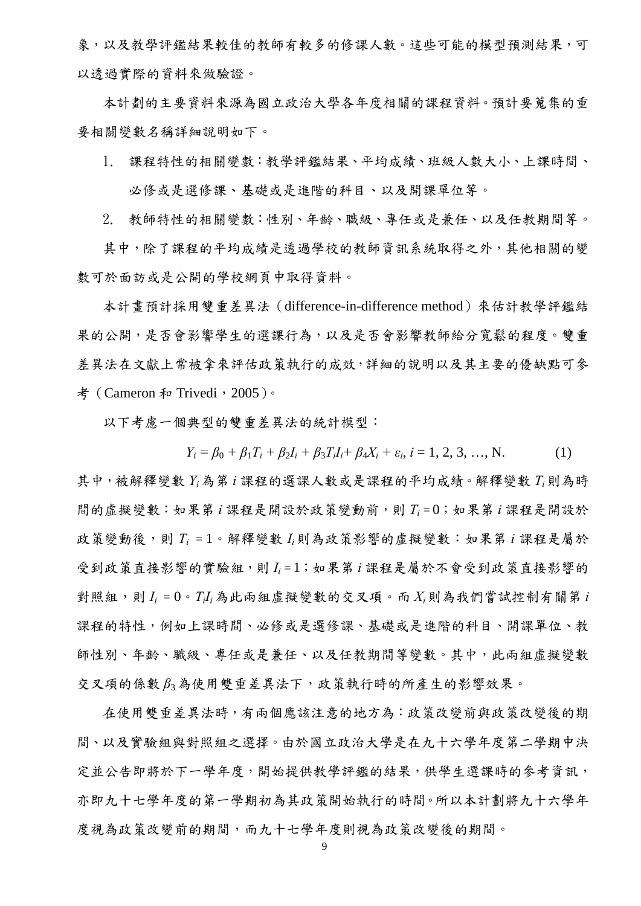象，以及教學評鑑結果較佳的教師有較多的修課人數。這些可能的模型預測結果，可以透過實際的資料來做驗證。

本計劃的主要資料來源為國立政治大學各年度相關的課程資料。預計要蒐集的重要相關變數名稱詳細說明如下。

1. 課程特性的相關變數：教學評鑑結果、平均成績、班級人數大小、上課時間、必修或是選修課、基礎或是進階的科目 、以及開課單位等。
2. 教師特性的相關變數：性別、年齡、職級、專任或是兼任、以及任教期間等。

其中，除了課程的平均成績是透過學校的教師資訊系統取得之外，其他相關的變數可於面訪或是公開的學校網頁中取得資料。

本計畫預計採用雙重差異法（difference-in-difference method）來估計教學評鑑結果的公開，是否會影響學生的選課行為，以及是否會影響教師給分寬鬆的程度。雙重差異法在文獻上常被拿來評估政策執行的成效，詳細的說明以及其主要的優缺點可參考（Cameron 和 Trivedi，2005）。

以下考慮一個典型的雙重差異法的統計模型：

$$Y_i = \beta_0 + \beta_1 T_i + \beta_2 I_i + \beta_3 T_i I_i + \beta_4 X_i + \varepsilon_i,\ i = 1, 2, 3, \ldots, \mathrm{N}. \qquad (1)$$

其中，被解釋變數 $Y_i$ 為第 $i$ 課程的選課人數或是課程的平均成績。解釋變數 $T_i$ 則為時間的虛擬變數：如果第 $i$ 課程是開設於政策變動前，則 $T_i = 0$；如果第 $i$ 課程是開設於政策變動後，則 $T_i = 1$。解釋變數 $I_i$ 則為政策影響的虛擬變數：如果第 $i$ 課程是屬於受到政策直接影響的實驗組，則 $I_i = 1$；如果第 $i$ 課程是屬於不會受到政策直接影響的對照組，則 $I_i = 0$。$T_i I_i$ 為此兩組虛擬變數的交叉項。而 $X_i$ 則為我們嘗試控制有關第 $i$ 課程的特性，例如上課時間、必修或是選修課、基礎或是進階的科目、開課單位、教師性別、年齡、職級、專任或是兼任、以及任教期間等變數。其中，此兩組虛擬變數交叉項的係數 $\beta_3$ 為使用雙重差異法下，政策執行時的所產生的影響效果。

在使用雙重差異法時，有兩個應該注意的地方為：政策改變前與政策改變後的期間、以及實驗組與對照組之選擇。由於國立政治大學是在九十六學年度第二學期中決定並公告即將於下一學年度，開始提供教學評鑑的結果，供學生選課時的參考資訊，亦即九十七學年度的第一學期初為其政策開始執行的時間。所以本計劃將九十六學年度視為政策改變前的期間，而九十七學年度則視為政策改變後的期間。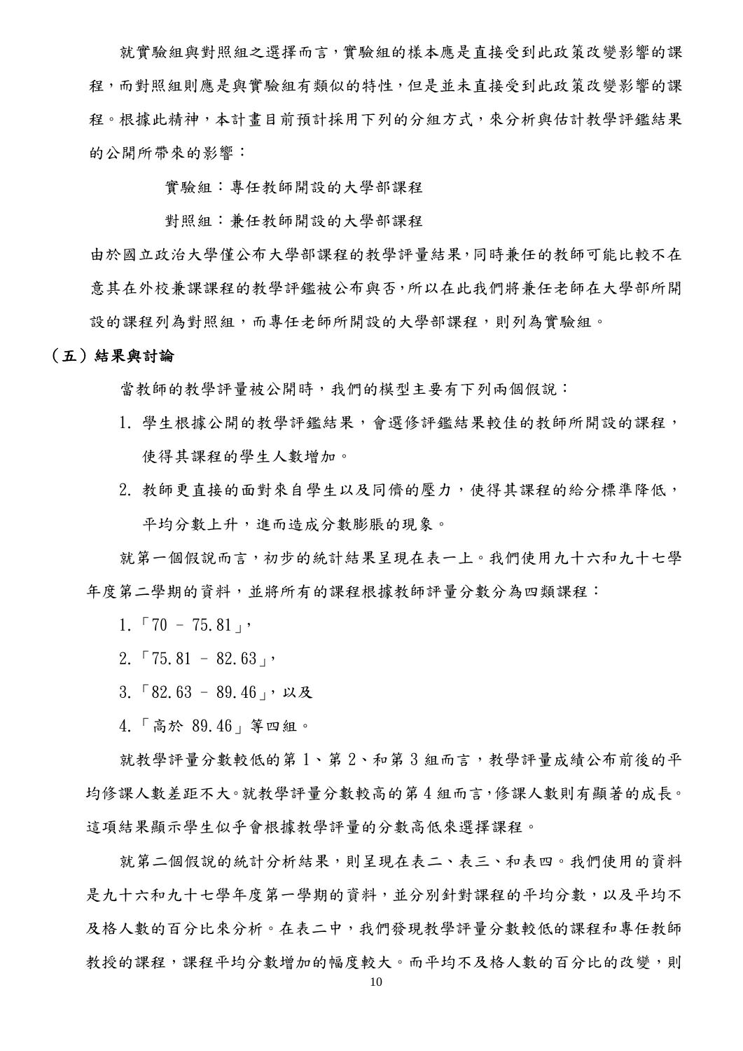就實驗組與對照組之選擇而言，實驗組的樣本應是直接受到此政策改變影響的課程，而對照組則應是與實驗組有類似的特性，但是並未直接受到此政策改變影響的課程。根據此精神，本計畫目前預計採用下列的分組方式，來分析與估計教學評鑑結果的公開所帶來的影響：

實驗組：專任教師開設的大學部課程

對照組：兼任教師開設的大學部課程

由於國立政治大學僅公布大學部課程的教學評量結果，同時兼任的教師可能比較不在意其在外校兼課課程的教學評鑑被公布與否，所以在此我們將兼任老師在大學部所開設的課程列為對照組，而專任老師所開設的大學部課程，則列為實驗組。

## （五）結果與討論

當教師的教學評量被公開時，我們的模型主要有下列兩個假說：

1. 學生根據公開的教學評鑑結果，會選修評鑑結果較佳的教師所開設的課程，使得其課程的學生人數增加。
2. 教師更直接的面對來自學生以及同儕的壓力，使得其課程的給分標準降低，平均分數上升，進而造成分數膨脹的現象。

就第一個假說而言，初步的統計結果呈現在表一上。我們使用九十六和九十七學年度第二學期的資料，並將所有的課程根據教師評量分數分為四類課程：

1.「70 – 75.81」，

2.「75.81 – 82.63」，

3.「82.63 – 89.46」，以及

4.「高於 89.46」等四組。

就教學評量分數較低的第 1、第 2、和第 3 組而言，教學評量成績公布前後的平均修課人數差距不大。就教學評量分數較高的第 4 組而言，修課人數則有顯著的成長。這項結果顯示學生似乎會根據教學評量的分數高低來選擇課程。

就第二個假說的統計分析結果，則呈現在表二、表三、和表四。我們使用的資料是九十六和九十七學年度第一學期的資料，並分別針對課程的平均分數，以及平均不及格人數的百分比來分析。在表二中，我們發現教學評量分數較低的課程和專任教師教授的課程，課程平均分數增加的幅度較大。而平均不及格人數的百分比的改變，則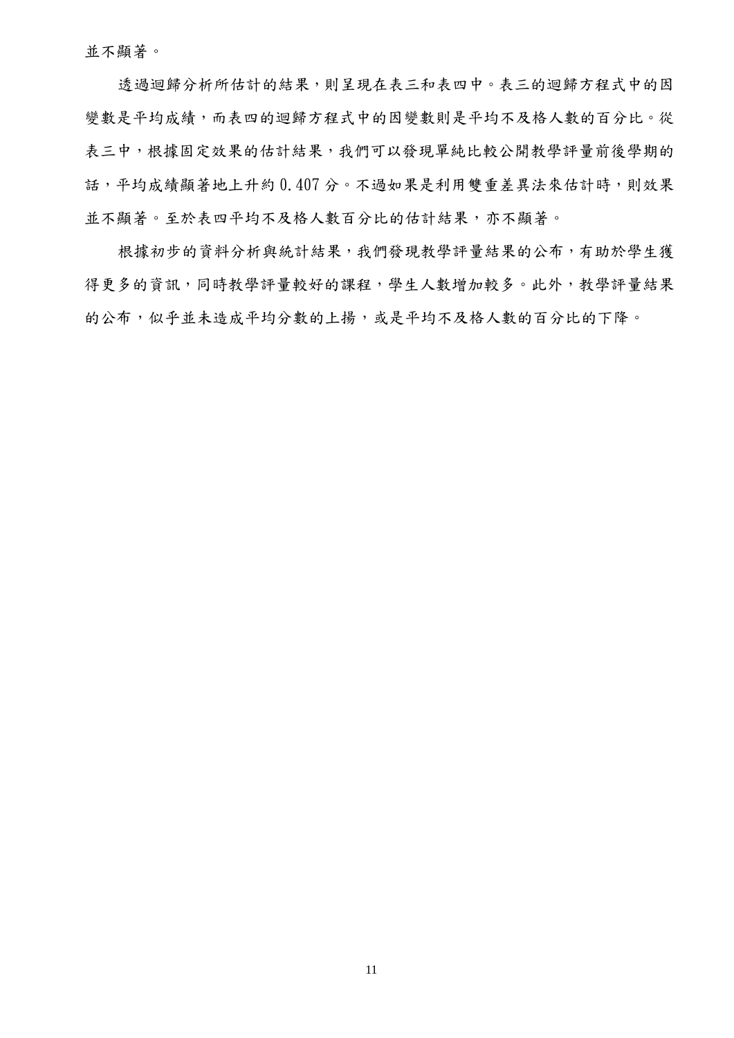並不顯著。

透過迴歸分析所估計的結果，則呈現在表三和表四中。表三的迴歸方程式中的因變數是平均成績，而表四的迴歸方程式中的因變數則是平均不及格人數的百分比。從表三中，根據固定效果的估計結果，我們可以發現單純比較公開教學評量前後學期的話，平均成績顯著地上升約 0.407 分。不過如果是利用雙重差異法來估計時，則效果並不顯著。至於表四平均不及格人數百分比的估計結果，亦不顯著。

根據初步的資料分析與統計結果，我們發現教學評量結果的公布，有助於學生獲得更多的資訊，同時教學評量較好的課程，學生人數增加較多。此外，教學評量結果的公布，似乎並未造成平均分數的上揚，或是平均不及格人數的百分比的下降。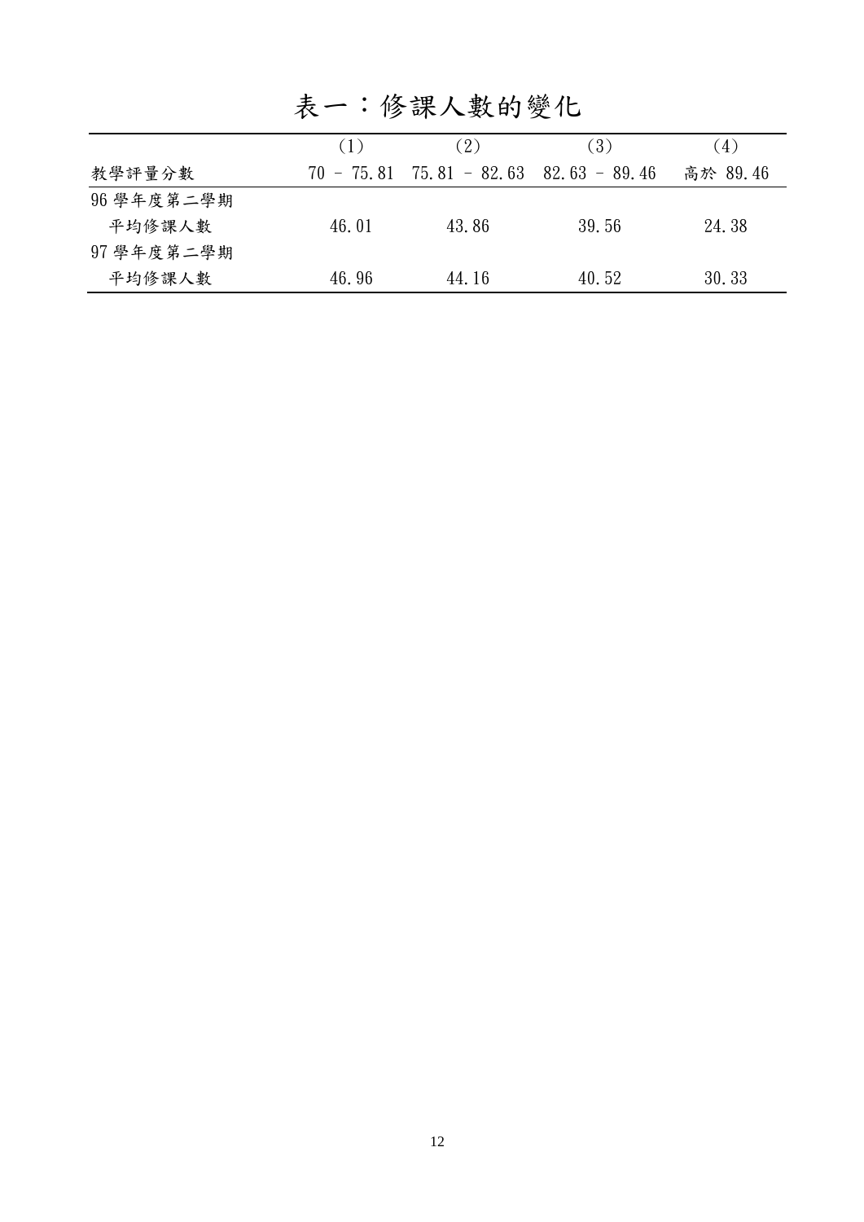# 表一：修課人數的變化

| | (1) | (2) | (3) | (4) |
|---|---|---|---|---|
| 教學評量分數 | 70 – 75.81 | 75.81 – 82.63 | 82.63 – 89.46 | 高於 89.46 |
| 96 學年度第二學期 | | | | |
| 平均修課人數 | 46.01 | 43.86 | 39.56 | 24.38 |
| 97 學年度第二學期 | | | | |
| 平均修課人數 | 46.96 | 44.16 | 40.52 | 30.33 |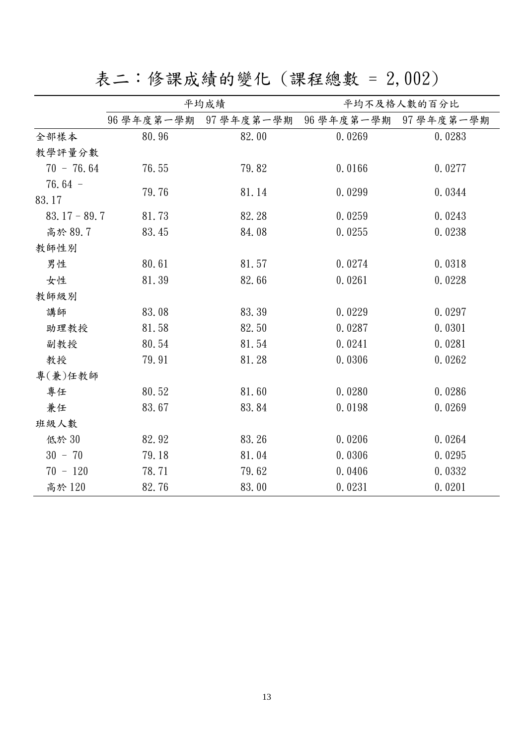# 表二：修課成績的變化（課程總數 = 2,002）

| | 平均成績 | | 平均不及格人數的百分比 | |
|---|---|---|---|---|
| | 96 學年度第一學期 | 97 學年度第一學期 | 96 學年度第一學期 | 97 學年度第一學期 |
| 全部樣本 | 80.96 | 82.00 | 0.0269 | 0.0283 |
| 教學評量分數 | | | | |
| 70 – 76.64 | 76.55 | 79.82 | 0.0166 | 0.0277 |
| 76.64 – 83.17 | 79.76 | 81.14 | 0.0299 | 0.0344 |
| 83.17 – 89.7 | 81.73 | 82.28 | 0.0259 | 0.0243 |
| 高於 89.7 | 83.45 | 84.08 | 0.0255 | 0.0238 |
| 教師性別 | | | | |
| 男性 | 80.61 | 81.57 | 0.0274 | 0.0318 |
| 女性 | 81.39 | 82.66 | 0.0261 | 0.0228 |
| 教師級別 | | | | |
| 講師 | 83.08 | 83.39 | 0.0229 | 0.0297 |
| 助理教授 | 81.58 | 82.50 | 0.0287 | 0.0301 |
| 副教授 | 80.54 | 81.54 | 0.0241 | 0.0281 |
| 教授 | 79.91 | 81.28 | 0.0306 | 0.0262 |
| 專(兼)任教師 | | | | |
| 專任 | 80.52 | 81.60 | 0.0280 | 0.0286 |
| 兼任 | 83.67 | 83.84 | 0.0198 | 0.0269 |
| 班級人數 | | | | |
| 低於 30 | 82.92 | 83.26 | 0.0206 | 0.0264 |
| 30 – 70 | 79.18 | 81.04 | 0.0306 | 0.0295 |
| 70 – 120 | 78.71 | 79.62 | 0.0406 | 0.0332 |
| 高於 120 | 82.76 | 83.00 | 0.0231 | 0.0201 |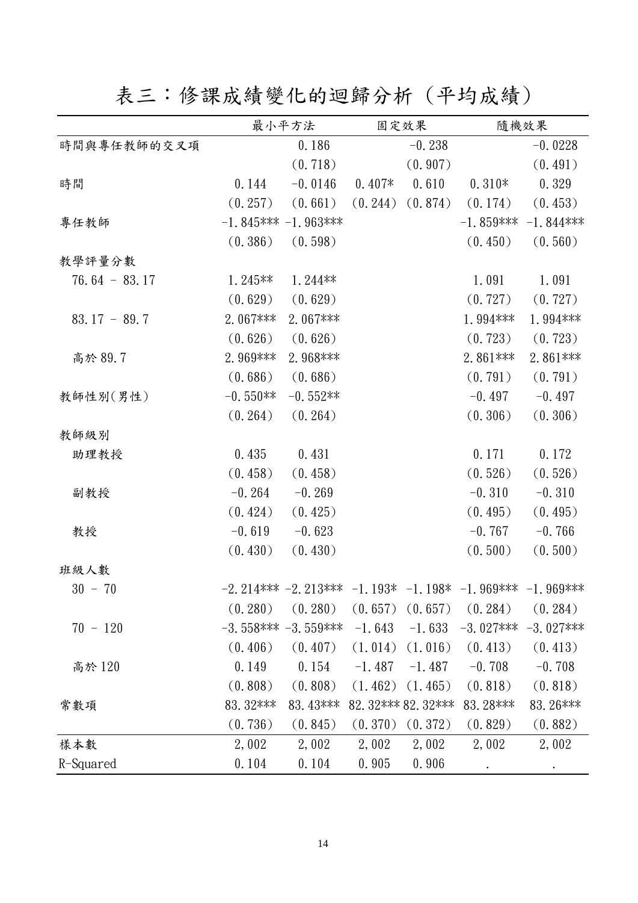# 表三：修課成績變化的迴歸分析（平均成績）

| | 最小平方法 | | 固定效果 | | 隨機效果 | |
|---|---|---|---|---|---|---|
| 時間與專任教師的交叉項 | | 0.186 | | -0.238 | | -0.0228 |
| | | (0.718) | | (0.907) | | (0.491) |
| 時間 | 0.144 | -0.0146 | 0.407* | 0.610 | 0.310* | 0.329 |
| | (0.257) | (0.661) | (0.244) | (0.874) | (0.174) | (0.453) |
| 專任教師 | -1.845*** | -1.963*** | | | -1.859*** | -1.844*** |
| | (0.386) | (0.598) | | | (0.450) | (0.560) |
| 教學評量分數 | | | | | | |
| 76.64 - 83.17 | 1.245** | 1.244** | | | 1.091 | 1.091 |
| | (0.629) | (0.629) | | | (0.727) | (0.727) |
| 83.17 - 89.7 | 2.067*** | 2.067*** | | | 1.994*** | 1.994*** |
| | (0.626) | (0.626) | | | (0.723) | (0.723) |
| 高於 89.7 | 2.969*** | 2.968*** | | | 2.861*** | 2.861*** |
| | (0.686) | (0.686) | | | (0.791) | (0.791) |
| 教師性別(男性) | -0.550** | -0.552** | | | -0.497 | -0.497 |
| | (0.264) | (0.264) | | | (0.306) | (0.306) |
| 教師級別 | | | | | | |
| 助理教授 | 0.435 | 0.431 | | | 0.171 | 0.172 |
| | (0.458) | (0.458) | | | (0.526) | (0.526) |
| 副教授 | -0.264 | -0.269 | | | -0.310 | -0.310 |
| | (0.424) | (0.425) | | | (0.495) | (0.495) |
| 教授 | -0.619 | -0.623 | | | -0.767 | -0.766 |
| | (0.430) | (0.430) | | | (0.500) | (0.500) |
| 班級人數 | | | | | | |
| 30 - 70 | -2.214*** | -2.213*** | -1.193* | -1.198* | -1.969*** | -1.969*** |
| | (0.280) | (0.280) | (0.657) | (0.657) | (0.284) | (0.284) |
| 70 - 120 | -3.558*** | -3.559*** | -1.643 | -1.633 | -3.027*** | -3.027*** |
| | (0.406) | (0.407) | (1.014) | (1.016) | (0.413) | (0.413) |
| 高於 120 | 0.149 | 0.154 | -1.487 | -1.487 | -0.708 | -0.708 |
| | (0.808) | (0.808) | (1.462) | (1.465) | (0.818) | (0.818) |
| 常數項 | 83.32*** | 83.43*** | 82.32*** | 82.32*** | 83.28*** | 83.26*** |
| | (0.736) | (0.845) | (0.370) | (0.372) | (0.829) | (0.882) |
| 樣本數 | 2,002 | 2,002 | 2,002 | 2,002 | 2,002 | 2,002 |
| R-Squared | 0.104 | 0.104 | 0.905 | 0.906 | . | . |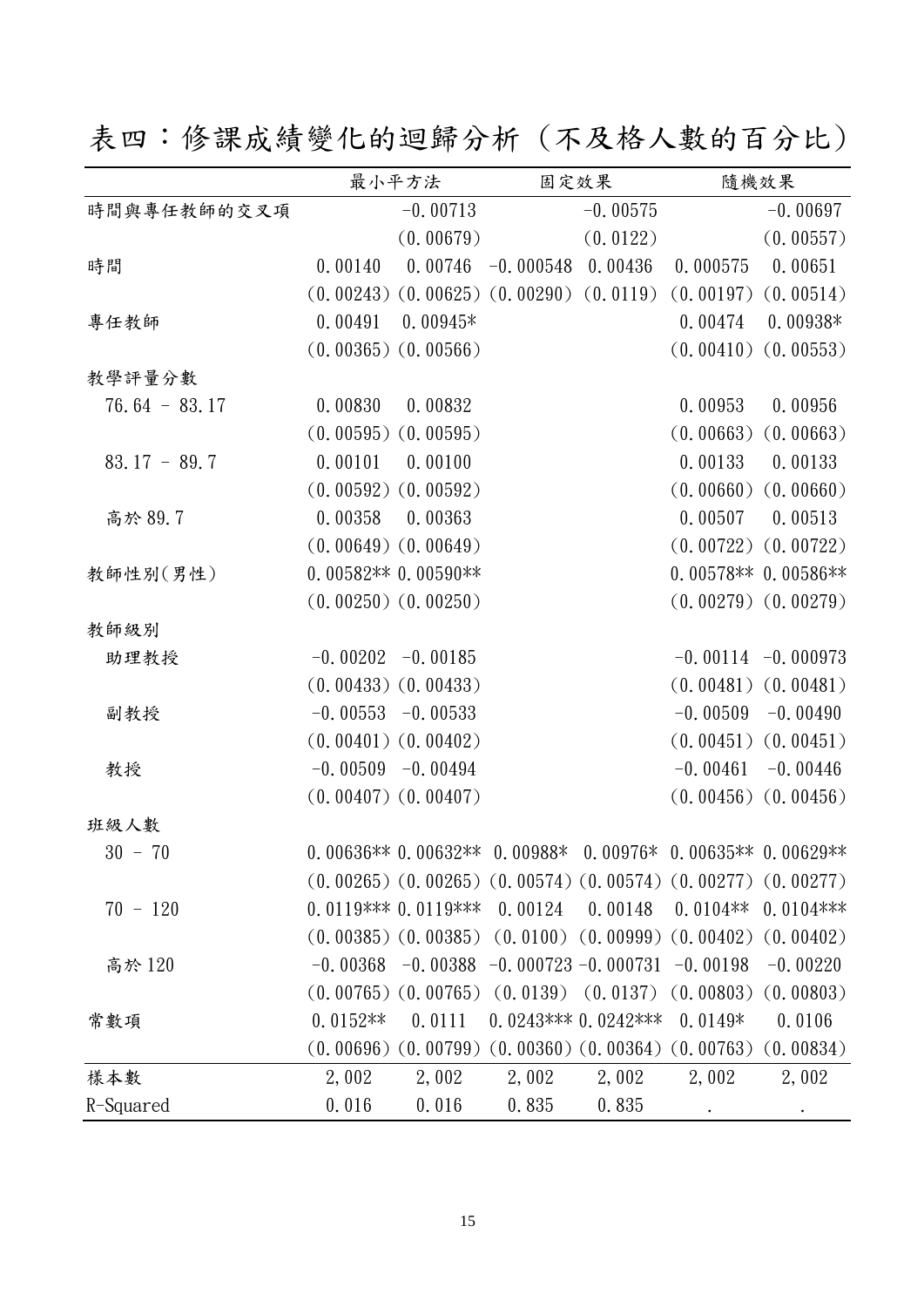# 表四：修課成績變化的迴歸分析（不及格人數的百分比）

| | 最小平方法 | | 固定效果 | | 隨機效果 | |
|---|---|---|---|---|---|---|
| 時間與專任教師的交叉項 | | -0.00713 | | -0.00575 | | -0.00697 |
| | | (0.00679) | | (0.0122) | | (0.00557) |
| 時間 | 0.00140 | 0.00746 | -0.000548 | 0.00436 | 0.000575 | 0.00651 |
| | (0.00243) | (0.00625) | (0.00290) | (0.0119) | (0.00197) | (0.00514) |
| 專任教師 | 0.00491 | 0.00945* | | | 0.00474 | 0.00938* |
| | (0.00365) | (0.00566) | | | (0.00410) | (0.00553) |
| 教學評量分數 | | | | | | |
| 76.64 - 83.17 | 0.00830 | 0.00832 | | | 0.00953 | 0.00956 |
| | (0.00595) | (0.00595) | | | (0.00663) | (0.00663) |
| 83.17 - 89.7 | 0.00101 | 0.00100 | | | 0.00133 | 0.00133 |
| | (0.00592) | (0.00592) | | | (0.00660) | (0.00660) |
| 高於 89.7 | 0.00358 | 0.00363 | | | 0.00507 | 0.00513 |
| | (0.00649) | (0.00649) | | | (0.00722) | (0.00722) |
| 教師性別(男性) | 0.00582** | 0.00590** | | | 0.00578** | 0.00586** |
| | (0.00250) | (0.00250) | | | (0.00279) | (0.00279) |
| 教師級別 | | | | | | |
| 助理教授 | -0.00202 | -0.00185 | | | -0.00114 | -0.000973 |
| | (0.00433) | (0.00433) | | | (0.00481) | (0.00481) |
| 副教授 | -0.00553 | -0.00533 | | | -0.00509 | -0.00490 |
| | (0.00401) | (0.00402) | | | (0.00451) | (0.00451) |
| 教授 | -0.00509 | -0.00494 | | | -0.00461 | -0.00446 |
| | (0.00407) | (0.00407) | | | (0.00456) | (0.00456) |
| 班級人數 | | | | | | |
| 30 - 70 | 0.00636** | 0.00632** | 0.00988* | 0.00976* | 0.00635** | 0.00629** |
| | (0.00265) | (0.00265) | (0.00574) | (0.00574) | (0.00277) | (0.00277) |
| 70 - 120 | 0.0119*** | 0.0119*** | 0.00124 | 0.00148 | 0.0104** | 0.0104*** |
| | (0.00385) | (0.00385) | (0.0100) | (0.00999) | (0.00402) | (0.00402) |
| 高於 120 | -0.00368 | -0.00388 | -0.000723 | -0.000731 | -0.00198 | -0.00220 |
| | (0.00765) | (0.00765) | (0.0139) | (0.0137) | (0.00803) | (0.00803) |
| 常數項 | 0.0152** | 0.0111 | 0.0243*** | 0.0242*** | 0.0149* | 0.0106 |
| | (0.00696) | (0.00799) | (0.00360) | (0.00364) | (0.00763) | (0.00834) |
| 樣本數 | 2,002 | 2,002 | 2,002 | 2,002 | 2,002 | 2,002 |
| R-Squared | 0.016 | 0.016 | 0.835 | 0.835 | . | . |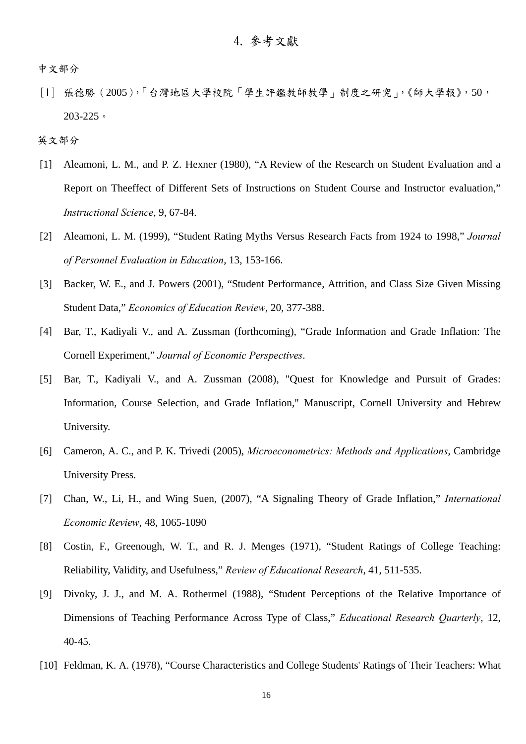# 4. 參考文獻

中文部分

［1］ 張德勝（2005），「台灣地區大學校院「學生評鑑教師教學」制度之研究」，《師大學報》，50，203-225。

英文部分

[1] Aleamoni, L. M., and P. Z. Hexner (1980), “A Review of the Research on Student Evaluation and a Report on Theeffect of Different Sets of Instructions on Student Course and Instructor evaluation,” *Instructional Science*, 9, 67-84.

[2] Aleamoni, L. M. (1999), “Student Rating Myths Versus Research Facts from 1924 to 1998,” *Journal of Personnel Evaluation in Education*, 13, 153-166.

[3] Backer, W. E., and J. Powers (2001), “Student Performance, Attrition, and Class Size Given Missing Student Data,” *Economics of Education Review*, 20, 377-388.

[4] Bar, T., Kadiyali V., and A. Zussman (forthcoming), “Grade Information and Grade Inflation: The Cornell Experiment,” *Journal of Economic Perspectives*.

[5] Bar, T., Kadiyali V., and A. Zussman (2008), "Quest for Knowledge and Pursuit of Grades: Information, Course Selection, and Grade Inflation," Manuscript, Cornell University and Hebrew University.

[6] Cameron, A. C., and P. K. Trivedi (2005), *Microeconometrics: Methods and Applications*, Cambridge University Press.

[7] Chan, W., Li, H., and Wing Suen, (2007), “A Signaling Theory of Grade Inflation,” *International Economic Review*, 48, 1065-1090

[8] Costin, F., Greenough, W. T., and R. J. Menges (1971), “Student Ratings of College Teaching: Reliability, Validity, and Usefulness,” *Review of Educational Research*, 41, 511-535.

[9] Divoky, J. J., and M. A. Rothermel (1988), “Student Perceptions of the Relative Importance of Dimensions of Teaching Performance Across Type of Class,” *Educational Research Quarterly*, 12, 40-45.

[10] Feldman, K. A. (1978), “Course Characteristics and College Students' Ratings of Their Teachers: What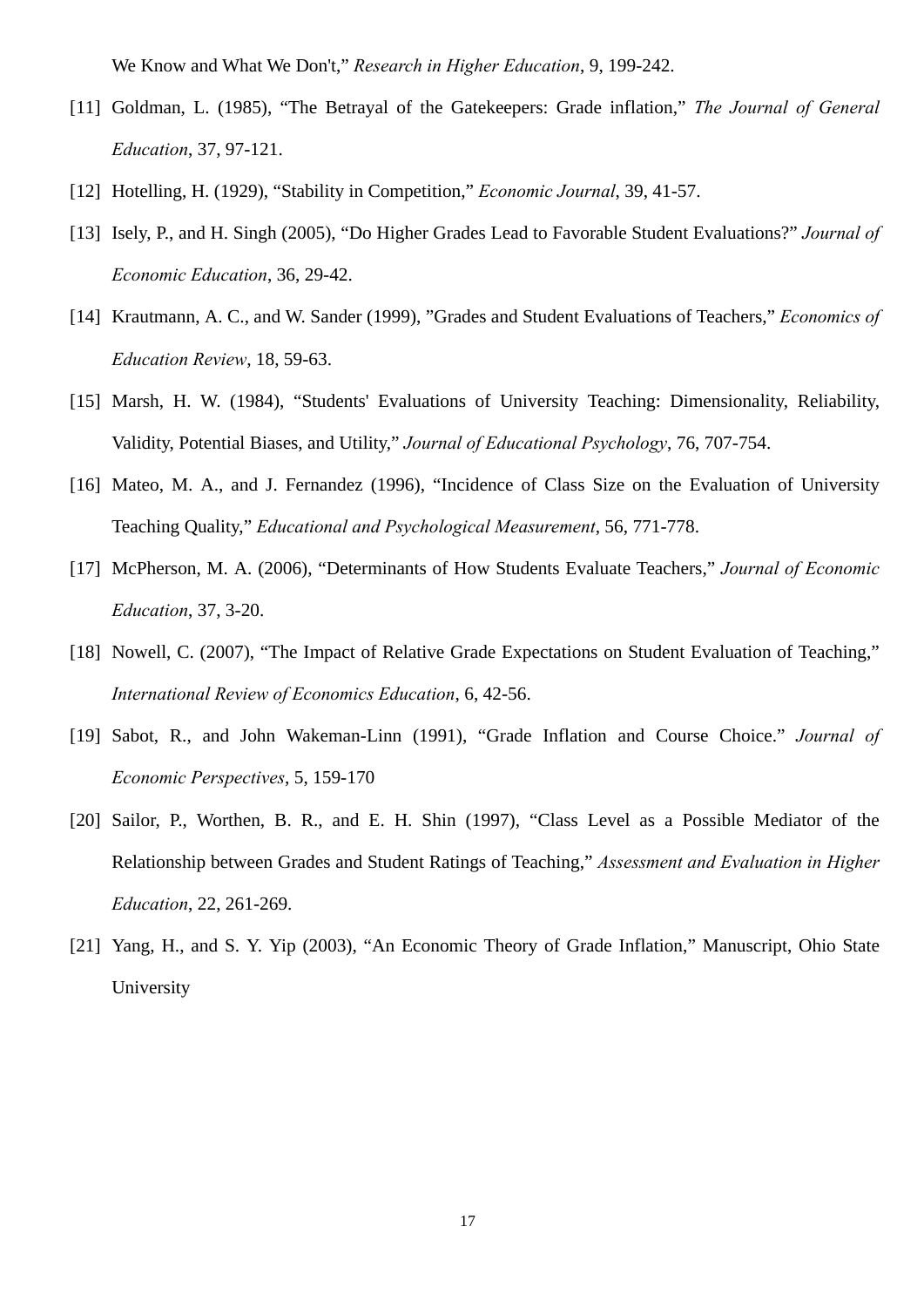We Know and What We Don't," *Research in Higher Education*, 9, 199-242.

[11] Goldman, L. (1985), "The Betrayal of the Gatekeepers: Grade inflation," *The Journal of General Education*, 37, 97-121.

[12] Hotelling, H. (1929), "Stability in Competition," *Economic Journal*, 39, 41-57.

[13] Isely, P., and H. Singh (2005), "Do Higher Grades Lead to Favorable Student Evaluations?" *Journal of Economic Education*, 36, 29-42.

[14] Krautmann, A. C., and W. Sander (1999), "Grades and Student Evaluations of Teachers," *Economics of Education Review*, 18, 59-63.

[15] Marsh, H. W. (1984), "Students' Evaluations of University Teaching: Dimensionality, Reliability, Validity, Potential Biases, and Utility," *Journal of Educational Psychology*, 76, 707-754.

[16] Mateo, M. A., and J. Fernandez (1996), "Incidence of Class Size on the Evaluation of University Teaching Quality," *Educational and Psychological Measurement*, 56, 771-778.

[17] McPherson, M. A. (2006), "Determinants of How Students Evaluate Teachers," *Journal of Economic Education*, 37, 3-20.

[18] Nowell, C. (2007), "The Impact of Relative Grade Expectations on Student Evaluation of Teaching," *International Review of Economics Education*, 6, 42-56.

[19] Sabot, R., and John Wakeman-Linn (1991), "Grade Inflation and Course Choice." *Journal of Economic Perspectives*, 5, 159-170

[20] Sailor, P., Worthen, B. R., and E. H. Shin (1997), "Class Level as a Possible Mediator of the Relationship between Grades and Student Ratings of Teaching," *Assessment and Evaluation in Higher Education*, 22, 261-269.

[21] Yang, H., and S. Y. Yip (2003), "An Economic Theory of Grade Inflation," Manuscript, Ohio State University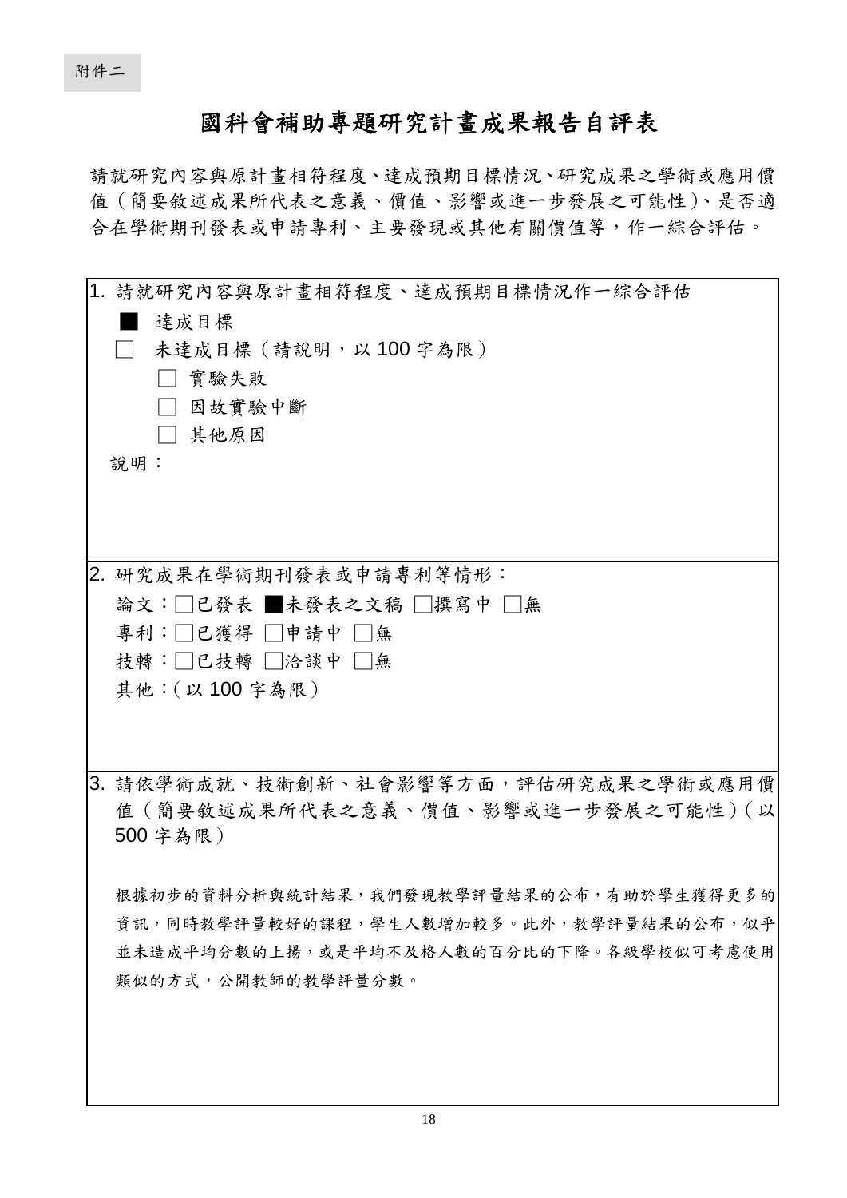附件二

# 國科會補助專題研究計畫成果報告自評表

請就研究內容與原計畫相符程度、達成預期目標情況、研究成果之學術或應用價值（簡要敘述成果所代表之意義、價值、影響或進一步發展之可能性）、是否適合在學術期刊發表或申請專利、主要發現或其他有關價值等，作一綜合評估。

1. 請就研究內容與原計畫相符程度、達成預期目標情況作一綜合評估

■ 達成目標

□ 未達成目標（請說明，以 100 字為限）

　□ 實驗失敗

　□ 因故實驗中斷

　□ 其他原因

說明：

2. 研究成果在學術期刊發表或申請專利等情形：

論文：□已發表 ■未發表之文稿 □撰寫中 □無

專利：□已獲得 □申請中 □無

技轉：□已技轉 □洽談中 □無

其他：（以 100 字為限）

3. 請依學術成就、技術創新、社會影響等方面，評估研究成果之學術或應用價值（簡要敘述成果所代表之意義、價值、影響或進一步發展之可能性）（以 500 字為限）

根據初步的資料分析與統計結果，我們發現教學評量結果的公布，有助於學生獲得更多的資訊，同時教學評量較好的課程，學生人數增加較多。此外，教學評量結果的公布，似乎並未造成平均分數的上揚，或是平均不及格人數的百分比的下降。各級學校似可考慮使用類似的方式，公開教師的教學評量分數。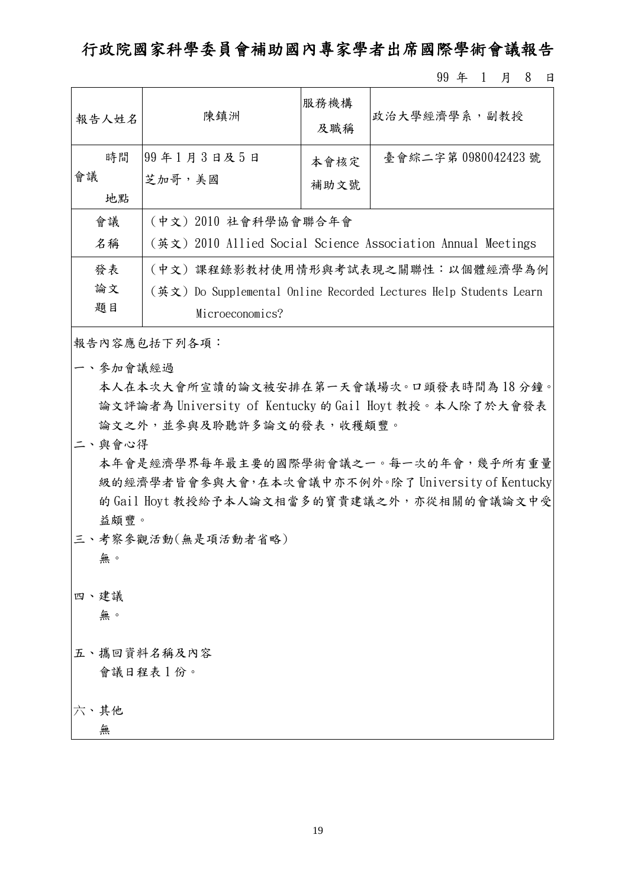# 行政院國家科學委員會補助國內專家學者出席國際學術會議報告

99 年 1 月 8 日

| 報告人姓名 | 陳鎮洲 | 服務機構及職稱 | 政治大學經濟學系，副教授 |
|---|---|---|---|
| 時間<br>會議<br>地點 | 99 年 1 月 3 日及 5 日<br>芝加哥，美國 | 本會核定補助文號 | 臺會綜二字第 0980042423 號 |
| 會議名稱 | （中文）2010 社會科學協會聯合年會<br>（英文）2010 Allied Social Science Association Annual Meetings | | |
| 發表論文題目 | （中文）課程錄影教材使用情形與考試表現之關聯性：以個體經濟學為例<br>（英文）Do Supplemental Online Recorded Lectures Help Students Learn Microeconomics? | | |

報告內容應包括下列各項：

一、參加會議經過

本人在本次大會所宣讀的論文被安排在第一天會議場次。口頭發表時間為 18 分鐘。論文評論者為 University of Kentucky 的 Gail Hoyt 教授。本人除了於大會發表論文之外，並參與及聆聽許多論文的發表，收穫頗豐。

二、與會心得

本年會是經濟學界每年最主要的國際學術會議之一。每一次的年會，幾乎所有重量級的經濟學者皆會參與大會，在本次會議中亦不例外。除了 University of Kentucky 的 Gail Hoyt 教授給予本人論文相當多的寶貴建議之外，亦從相關的會議論文中受益頗豐。

三、考察參觀活動(無是項活動者省略)

無。

四、建議

無。

五、攜回資料名稱及內容

會議日程表 1 份。

六、其他

無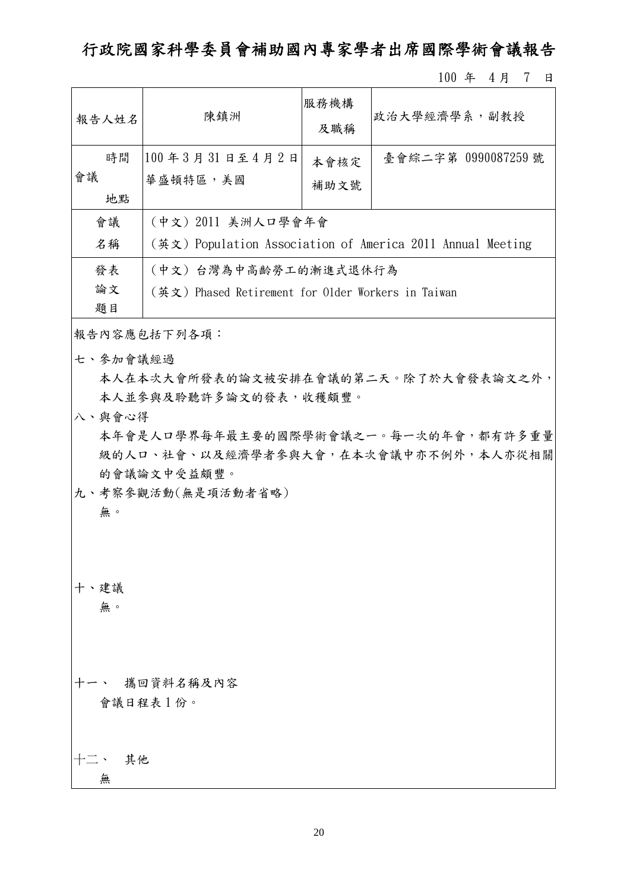# 行政院國家科學委員會補助國內專家學者出席國際學術會議報告

100 年 4 月 7 日

| 報告人姓名 | 陳鎮洲 | 服務機構及職稱 | 政治大學經濟學系，副教授 |
|---|---|---|---|
| 會議時間地點 | 100 年 3 月 31 日至 4 月 2 日<br>華盛頓特區，美國 | 本會核定補助文號 | 臺會綜二字第 0990087259 號 |
| 會議名稱 | (中文) 2011 美洲人口學會年會<br>(英文) Population Association of America 2011 Annual Meeting | | |
| 發表論文題目 | (中文) 台灣為中高齡勞工的漸進式退休行為<br>(英文) Phased Retirement for Older Workers in Taiwan | | |

報告內容應包括下列各項：

七、參加會議經過

本人在本次大會所發表的論文被安排在會議的第二天。除了於大會發表論文之外，本人並參與及聆聽許多論文的發表，收穫頗豐。

八、與會心得

本年會是人口學界每年最主要的國際學術會議之一。每一次的年會，都有許多重量級的人口、社會、以及經濟學者參與大會，在本次會議中亦不例外，本人亦從相關的會議論文中受益頗豐。

九、考察參觀活動(無是項活動者省略)

無。

十、建議

無。

十一、 攜回資料名稱及內容

會議日程表 1 份。

十二、 其他

無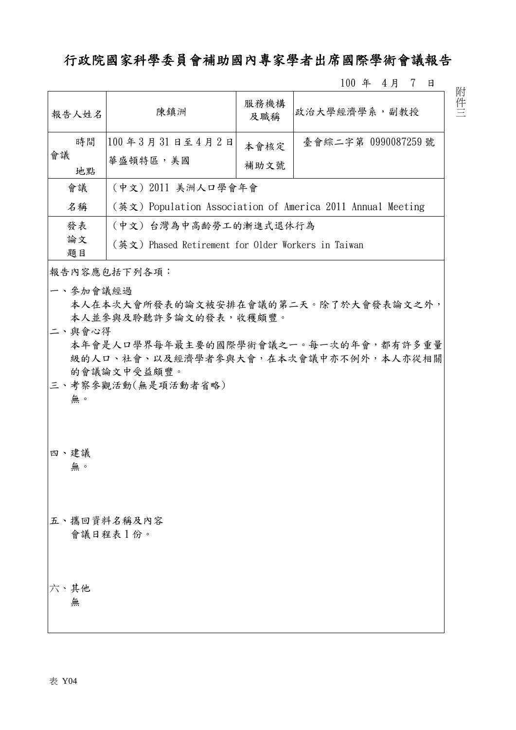# 行政院國家科學委員會補助國內專家學者出席國際學術會議報告

100 年 4 月 7 日

附件三

| 報告人姓名 | 陳鎮洲 | 服務機構及職稱 | 政治大學經濟學系，副教授 |
|---|---|---|---|
| 會議 時間 地點 | 100 年 3 月 31 日至 4 月 2 日<br>華盛頓特區，美國 | 本會核定補助文號 | 臺會綜二字第 0990087259 號 |
| 會議名稱 | （中文）2011 美洲人口學會年會<br>（英文）Population Association of America 2011 Annual Meeting | | |
| 發表論文題目 | （中文）台灣為中高齡勞工的漸進式退休行為<br>（英文）Phased Retirement for Older Workers in Taiwan | | |

報告內容應包括下列各項：

一、參加會議經過

本人在本次大會所發表的論文被安排在會議的第二天。除了於大會發表論文之外，本人並參與及聆聽許多論文的發表，收穫頗豐。

二、與會心得

本年會是人口學界每年最主要的國際學術會議之一。每一次的年會，都有許多重量級的人口、社會、以及經濟學者參與大會，在本次會議中亦不例外，本人亦從相關的會議論文中受益頗豐。

三、考察參觀活動(無是項活動者省略)

無。

四、建議

無。

五、攜回資料名稱及內容

會議日程表 1 份。

六、其他

無

表 Y04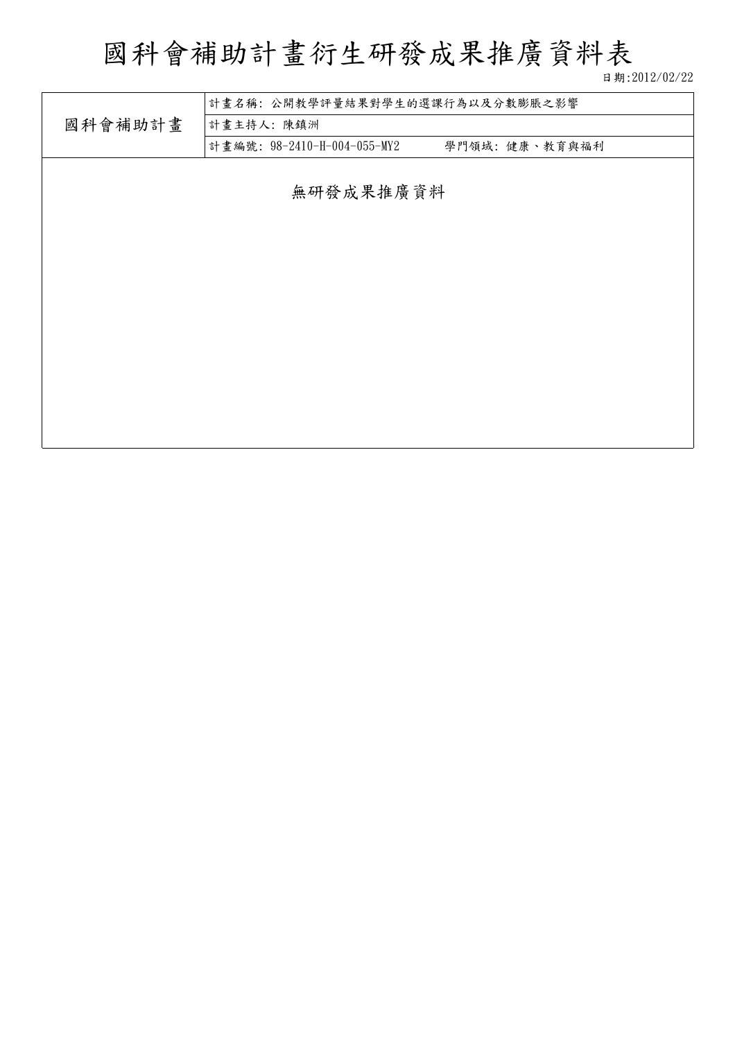# 國科會補助計畫衍生研發成果推廣資料表

日期:2012/02/22

| 國科會補助計畫 | 計畫名稱: 公開教學評量結果對學生的選課行為以及分數膨脹之影響 |
|---|---|
| | 計畫主持人: 陳鎮洲 |
| | 計畫編號: 98-2410-H-004-055-MY2　　學門領域: 健康、教育與福利 |

無研發成果推廣資料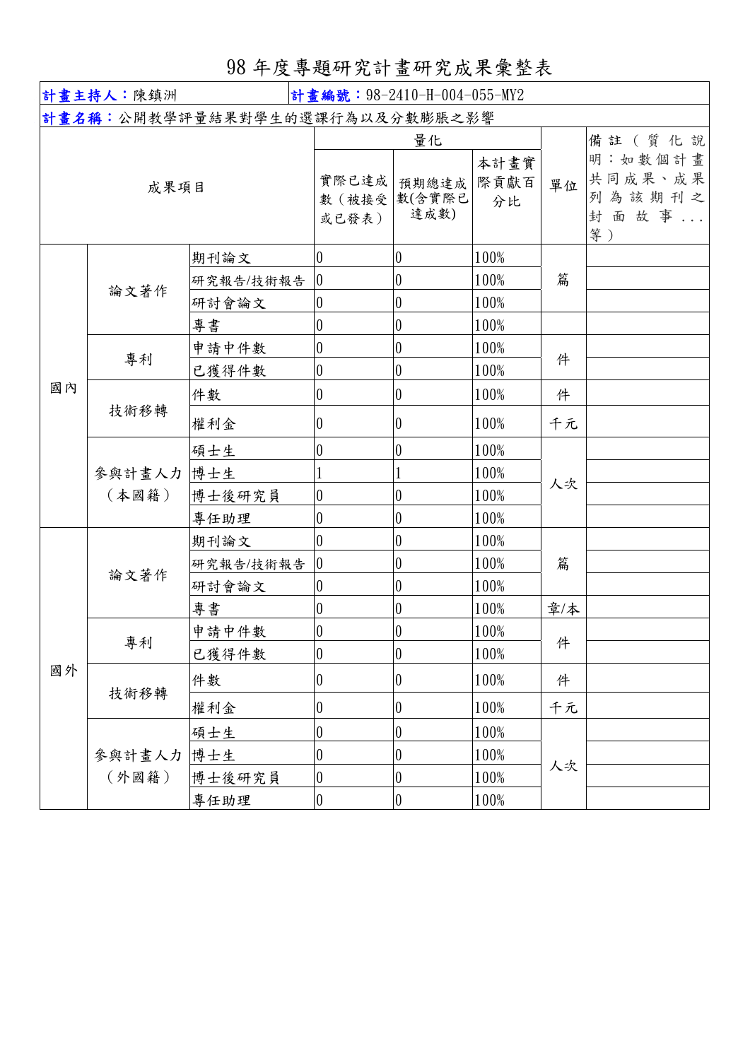# 98 年度專題研究計畫研究成果彙整表

| 計畫主持人：陳鎮洲 | | | 計畫編號：98-2410-H-004-055-MY2 | | | | |
|---|---|---|---|---|---|---|---|
| 計畫名稱：公開教學評量結果對學生的選課行為以及分數膨脹之影響 | | | | | | | |
| 成果項目 | | | 量化 | | | 單位 | 備註（質化說明：如數個計畫共同成果、成果列為該期刊之封面故事...等） |
| | | | 實際已達成數（被接受或已發表） | 預期總達成數(含實際已達成數) | 本計畫實際貢獻百分比 | | |
| 國內 | 論文著作 | 期刊論文 | 0 | 0 | 100% | 篇 | |
| | | 研究報告/技術報告 | 0 | 0 | 100% | | |
| | | 研討會論文 | 0 | 0 | 100% | | |
| | | 專書 | 0 | 0 | 100% | | |
| | 專利 | 申請中件數 | 0 | 0 | 100% | 件 | |
| | | 已獲得件數 | 0 | 0 | 100% | | |
| | 技術移轉 | 件數 | 0 | 0 | 100% | 件 | |
| | | 權利金 | 0 | 0 | 100% | 千元 | |
| | 參與計畫人力（本國籍） | 碩士生 | 0 | 0 | 100% | 人次 | |
| | | 博士生 | 1 | 1 | 100% | | |
| | | 博士後研究員 | 0 | 0 | 100% | | |
| | | 專任助理 | 0 | 0 | 100% | | |
| 國外 | 論文著作 | 期刊論文 | 0 | 0 | 100% | 篇 | |
| | | 研究報告/技術報告 | 0 | 0 | 100% | | |
| | | 研討會論文 | 0 | 0 | 100% | | |
| | | 專書 | 0 | 0 | 100% | 章/本 | |
| | 專利 | 申請中件數 | 0 | 0 | 100% | 件 | |
| | | 已獲得件數 | 0 | 0 | 100% | | |
| | 技術移轉 | 件數 | 0 | 0 | 100% | 件 | |
| | | 權利金 | 0 | 0 | 100% | 千元 | |
| | 參與計畫人力（外國籍） | 碩士生 | 0 | 0 | 100% | 人次 | |
| | | 博士生 | 0 | 0 | 100% | | |
| | | 博士後研究員 | 0 | 0 | 100% | | |
| | | 專任助理 | 0 | 0 | 100% | | |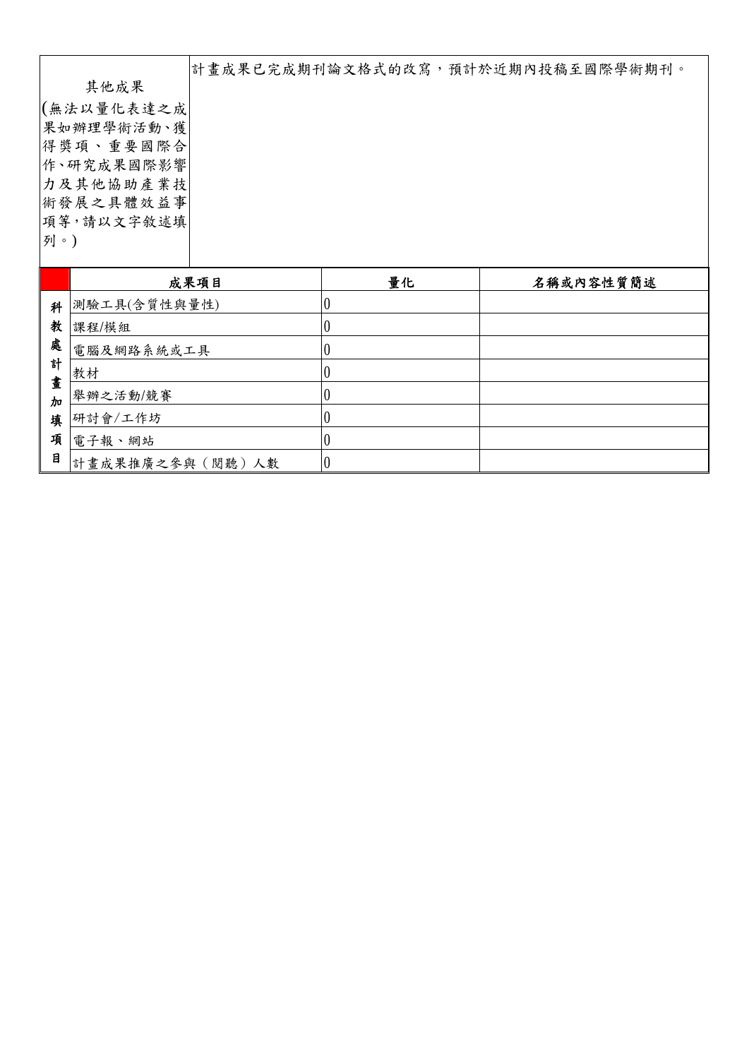| 其他成果<br>(無法以量化表達之成果如辦理學術活動、獲得獎項、重要國際合作、研究成果國際影響力及其他協助產業技術發展之具體效益事項等，請以文字敘述填列。) | 計畫成果已完成期刊論文格式的改寫，預計於近期內投稿至國際學術期刊。 |
|---|---|

| | 成果項目 | 量化 | 名稱或內容性質簡述 |
|---|---|---|---|
| 科教處計畫加填項目 | 測驗工具(含質性與量性) | 0 | |
| | 課程/模組 | 0 | |
| | 電腦及網路系統或工具 | 0 | |
| | 教材 | 0 | |
| | 舉辦之活動/競賽 | 0 | |
| | 研討會/工作坊 | 0 | |
| | 電子報、網站 | 0 | |
| | 計畫成果推廣之參與（閱聽）人數 | 0 | |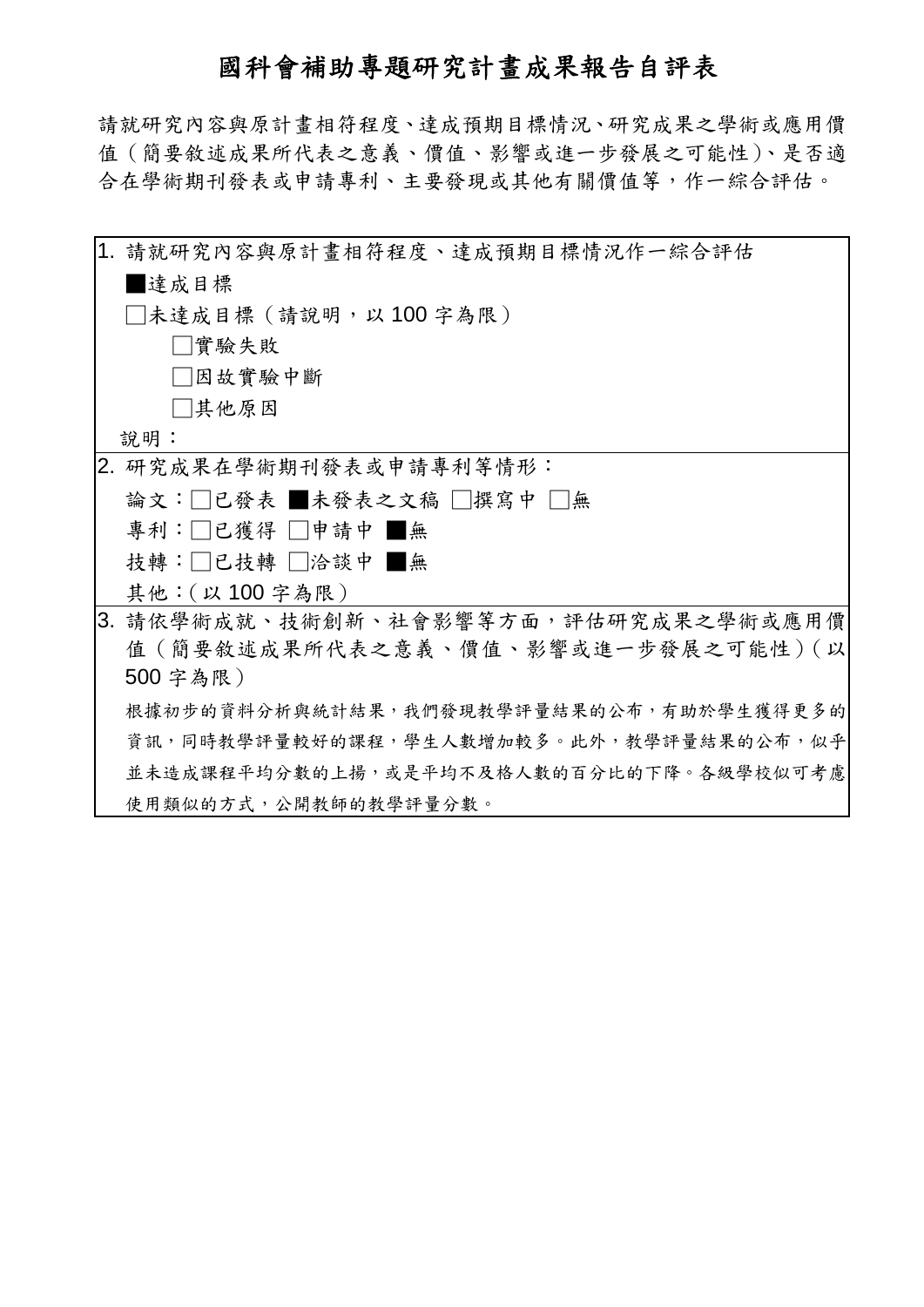# 國科會補助專題研究計畫成果報告自評表

請就研究內容與原計畫相符程度、達成預期目標情況、研究成果之學術或應用價值（簡要敘述成果所代表之意義、價值、影響或進一步發展之可能性）、是否適合在學術期刊發表或申請專利、主要發現或其他有關價值等，作一綜合評估。

1. 請就研究內容與原計畫相符程度、達成預期目標情況作一綜合評估

   ■達成目標

   □未達成目標（請說明，以 100 字為限）

   　□實驗失敗

   　□因故實驗中斷

   　□其他原因

   說明：

2. 研究成果在學術期刊發表或申請專利等情形：

   論文：□已發表 ■未發表之文稿 □撰寫中 □無

   專利：□已獲得 □申請中 ■無

   技轉：□已技轉 □洽談中 ■無

   其他：（以 100 字為限）

3. 請依學術成就、技術創新、社會影響等方面，評估研究成果之學術或應用價值（簡要敘述成果所代表之意義、價值、影響或進一步發展之可能性）（以 500 字為限）

   根據初步的資料分析與統計結果，我們發現教學評量結果的公布，有助於學生獲得更多的資訊，同時教學評量較好的課程，學生人數增加較多。此外，教學評量結果的公布，似乎並未造成課程平均分數的上揚，或是平均不及格人數的百分比的下降。各級學校似可考慮使用類似的方式，公開教師的教學評量分數。